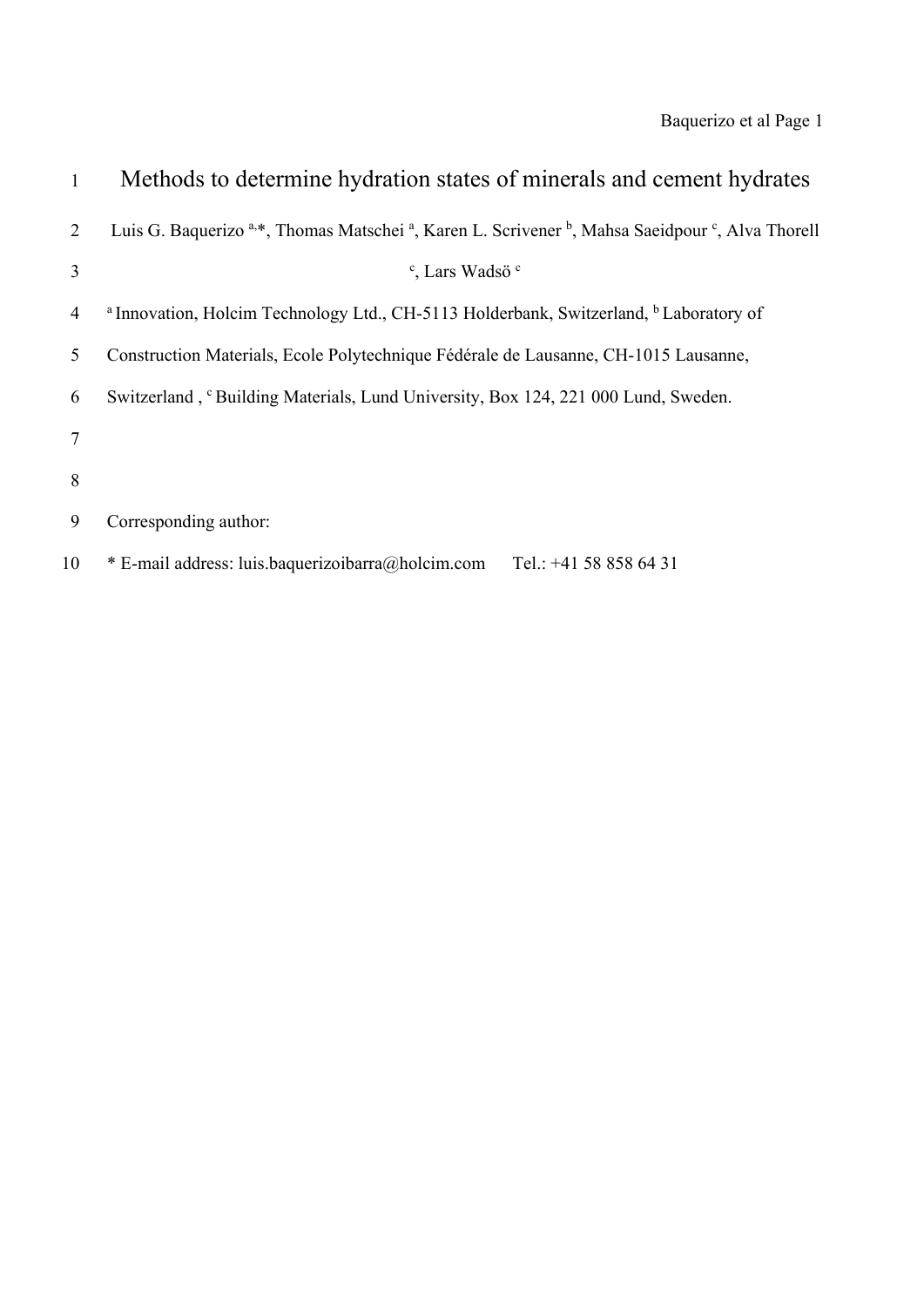# Methods to determine hydration states of minerals and cement hydrates

Luis G. Baquerizo [a,*], Thomas Matschei [a], Karen L. Scrivener [b], Mahsa Saeidpour [c], Alva Thorell [c], Lars Wadsö [c]

[a] Innovation, Holcim Technology Ltd., CH-5113 Holderbank, Switzerland, [b] Laboratory of Construction Materials, Ecole Polytechnique Fédérale de Lausanne, CH-1015 Lausanne, Switzerland , [c] Building Materials, Lund University, Box 124, 221 000 Lund, Sweden.

Corresponding author:

* E-mail address: luis.baquerizoibarra@holcim.com Tel.: +41 58 858 64 31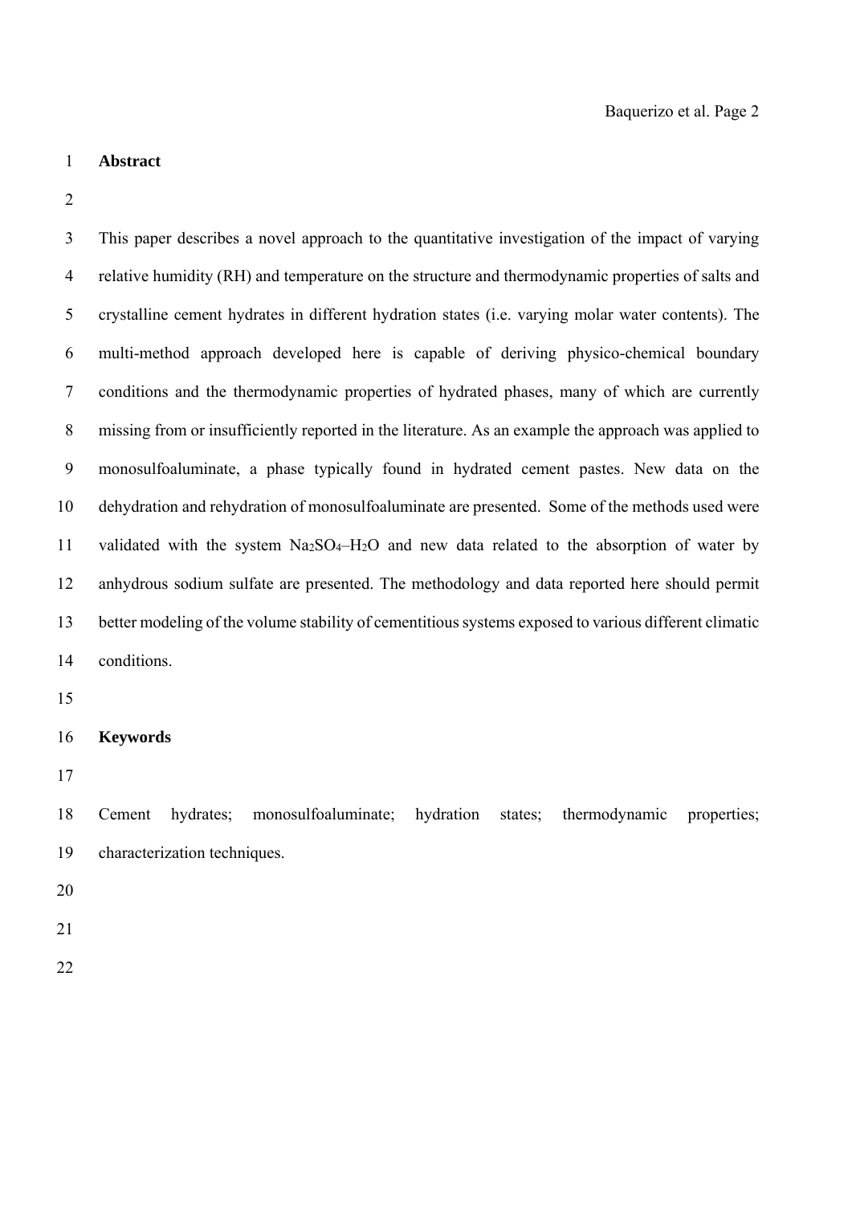## Abstract

This paper describes a novel approach to the quantitative investigation of the impact of varying relative humidity (RH) and temperature on the structure and thermodynamic properties of salts and crystalline cement hydrates in different hydration states (i.e. varying molar water contents). The multi-method approach developed here is capable of deriving physico-chemical boundary conditions and the thermodynamic properties of hydrated phases, many of which are currently missing from or insufficiently reported in the literature. As an example the approach was applied to monosulfoaluminate, a phase typically found in hydrated cement pastes. New data on the dehydration and rehydration of monosulfoaluminate are presented. Some of the methods used were validated with the system $Na_2SO_4$–$H_2O$ and new data related to the absorption of water by anhydrous sodium sulfate are presented. The methodology and data reported here should permit better modeling of the volume stability of cementitious systems exposed to various different climatic conditions.

## Keywords

Cement hydrates; monosulfoaluminate; hydration states; thermodynamic properties; characterization techniques.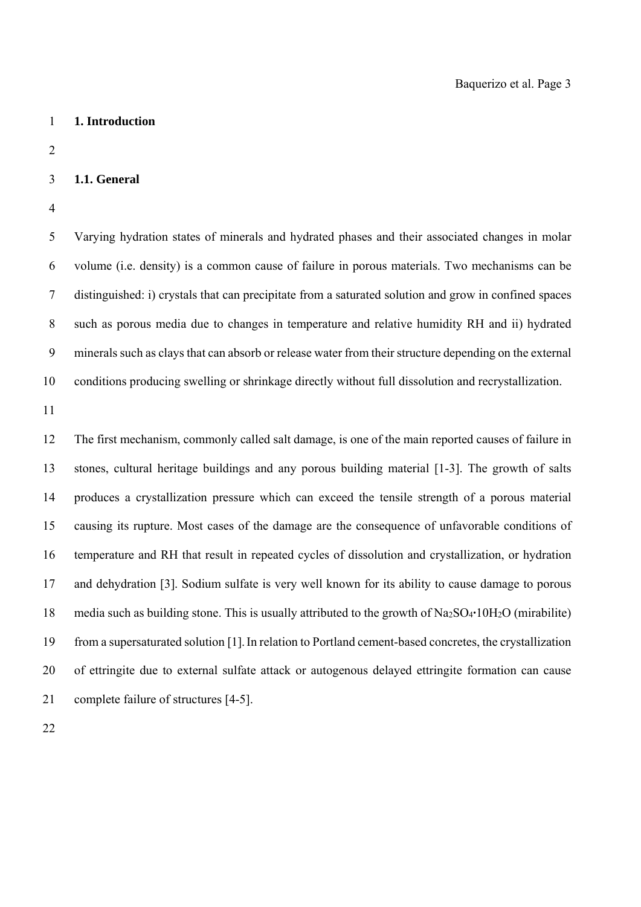# 1. Introduction

## 1.1. General

Varying hydration states of minerals and hydrated phases and their associated changes in molar volume (i.e. density) is a common cause of failure in porous materials. Two mechanisms can be distinguished: i) crystals that can precipitate from a saturated solution and grow in confined spaces such as porous media due to changes in temperature and relative humidity RH and ii) hydrated minerals such as clays that can absorb or release water from their structure depending on the external conditions producing swelling or shrinkage directly without full dissolution and recrystallization.

The first mechanism, commonly called salt damage, is one of the main reported causes of failure in stones, cultural heritage buildings and any porous building material [1-3]. The growth of salts produces a crystallization pressure which can exceed the tensile strength of a porous material causing its rupture. Most cases of the damage are the consequence of unfavorable conditions of temperature and RH that result in repeated cycles of dissolution and crystallization, or hydration and dehydration [3]. Sodium sulfate is very well known for its ability to cause damage to porous media such as building stone. This is usually attributed to the growth of $Na_2SO_4 \cdot 10H_2O$ (mirabilite) from a supersaturated solution [1]. In relation to Portland cement-based concretes, the crystallization of ettringite due to external sulfate attack or autogenous delayed ettringite formation can cause complete failure of structures [4-5].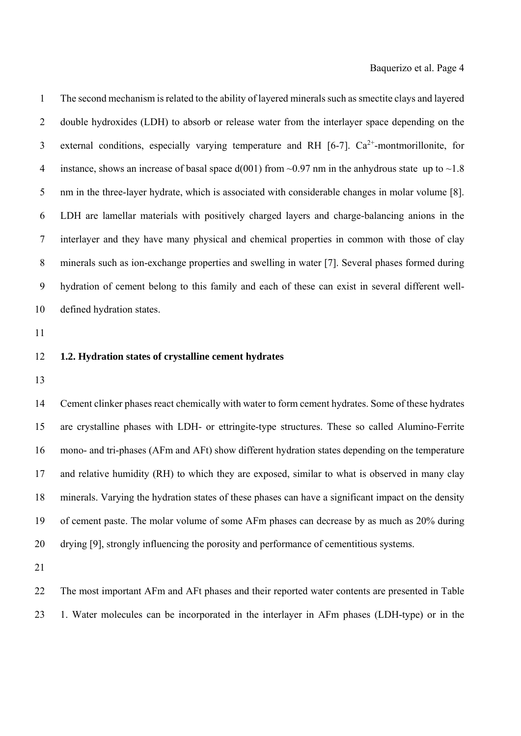The second mechanism is related to the ability of layered minerals such as smectite clays and layered double hydroxides (LDH) to absorb or release water from the interlayer space depending on the external conditions, especially varying temperature and RH [6-7]. $Ca^{2+}$-montmorillonite, for instance, shows an increase of basal space d(001) from ~0.97 nm in the anhydrous state up to ~1.8 nm in the three-layer hydrate, which is associated with considerable changes in molar volume [8]. LDH are lamellar materials with positively charged layers and charge-balancing anions in the interlayer and they have many physical and chemical properties in common with those of clay minerals such as ion-exchange properties and swelling in water [7]. Several phases formed during hydration of cement belong to this family and each of these can exist in several different well-defined hydration states.

### 1.2. Hydration states of crystalline cement hydrates

Cement clinker phases react chemically with water to form cement hydrates. Some of these hydrates are crystalline phases with LDH- or ettringite-type structures. These so called Alumino-Ferrite mono- and tri-phases (AFm and AFt) show different hydration states depending on the temperature and relative humidity (RH) to which they are exposed, similar to what is observed in many clay minerals. Varying the hydration states of these phases can have a significant impact on the density of cement paste. The molar volume of some AFm phases can decrease by as much as 20% during drying [9], strongly influencing the porosity and performance of cementitious systems.

The most important AFm and AFt phases and their reported water contents are presented in Table 1. Water molecules can be incorporated in the interlayer in AFm phases (LDH-type) or in the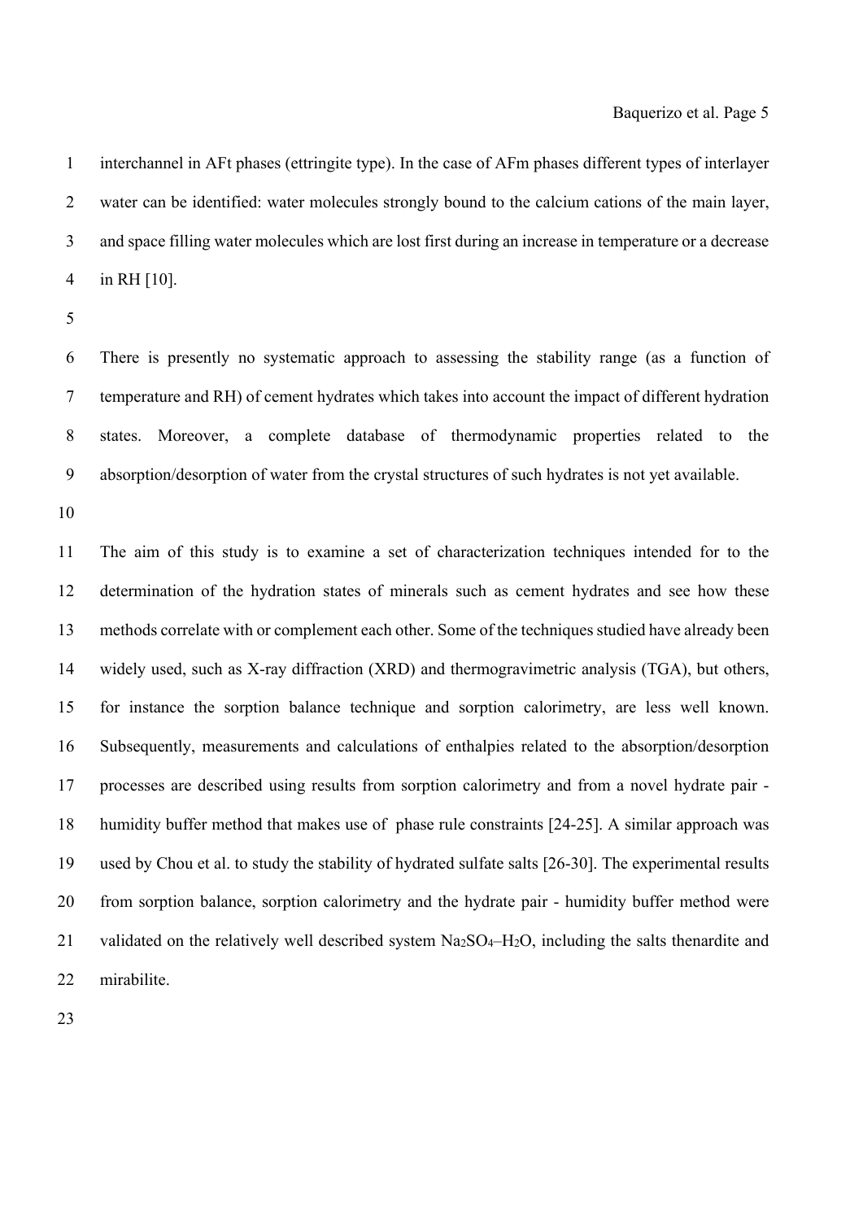interchannel in AFt phases (ettringite type). In the case of AFm phases different types of interlayer water can be identified: water molecules strongly bound to the calcium cations of the main layer, and space filling water molecules which are lost first during an increase in temperature or a decrease in RH [10].

There is presently no systematic approach to assessing the stability range (as a function of temperature and RH) of cement hydrates which takes into account the impact of different hydration states. Moreover, a complete database of thermodynamic properties related to the absorption/desorption of water from the crystal structures of such hydrates is not yet available.

The aim of this study is to examine a set of characterization techniques intended for to the determination of the hydration states of minerals such as cement hydrates and see how these methods correlate with or complement each other. Some of the techniques studied have already been widely used, such as X-ray diffraction (XRD) and thermogravimetric analysis (TGA), but others, for instance the sorption balance technique and sorption calorimetry, are less well known. Subsequently, measurements and calculations of enthalpies related to the absorption/desorption processes are described using results from sorption calorimetry and from a novel hydrate pair - humidity buffer method that makes use of phase rule constraints [24-25]. A similar approach was used by Chou et al. to study the stability of hydrated sulfate salts [26-30]. The experimental results from sorption balance, sorption calorimetry and the hydrate pair - humidity buffer method were validated on the relatively well described system $Na_2SO_4$–$H_2O$, including the salts thenardite and mirabilite.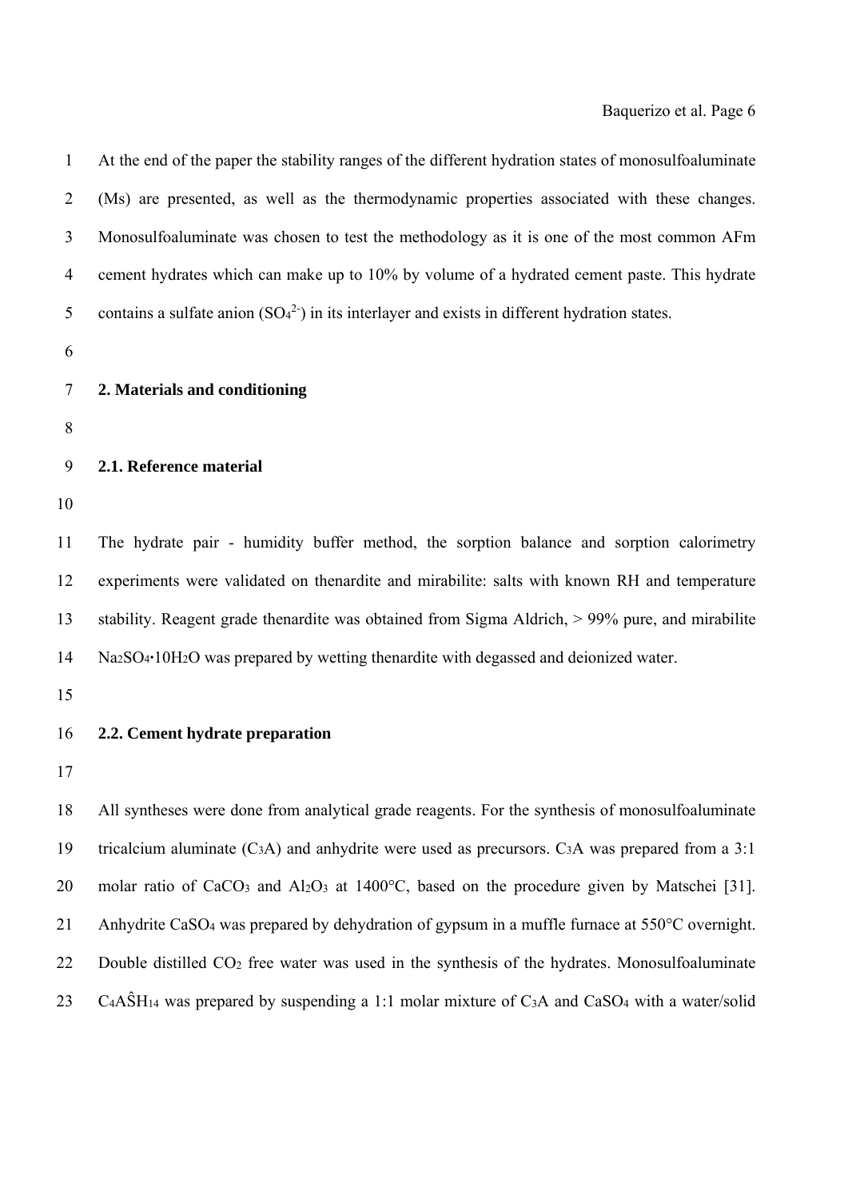At the end of the paper the stability ranges of the different hydration states of monosulfoaluminate (Ms) are presented, as well as the thermodynamic properties associated with these changes. Monosulfoaluminate was chosen to test the methodology as it is one of the most common AFm cement hydrates which can make up to 10% by volume of a hydrated cement paste. This hydrate contains a sulfate anion ($SO_4^{2-}$) in its interlayer and exists in different hydration states.

## 2. Materials and conditioning

### 2.1. Reference material

The hydrate pair - humidity buffer method, the sorption balance and sorption calorimetry experiments were validated on thenardite and mirabilite: salts with known RH and temperature stability. Reagent grade thenardite was obtained from Sigma Aldrich, > 99% pure, and mirabilite $Na_2SO_4 \cdot 10H_2O$ was prepared by wetting thenardite with degassed and deionized water.

### 2.2. Cement hydrate preparation

All syntheses were done from analytical grade reagents. For the synthesis of monosulfoaluminate tricalcium aluminate ($C_3A$) and anhydrite were used as precursors. $C_3A$ was prepared from a 3:1 molar ratio of $CaCO_3$ and $Al_2O_3$ at 1400°C, based on the procedure given by Matschei [31]. Anhydrite $CaSO_4$ was prepared by dehydration of gypsum in a muffle furnace at 550°C overnight. Double distilled $CO_2$ free water was used in the synthesis of the hydrates. Monosulfoaluminate $C_4A\hat{S}H_{14}$ was prepared by suspending a 1:1 molar mixture of $C_3A$ and $CaSO_4$ with a water/solid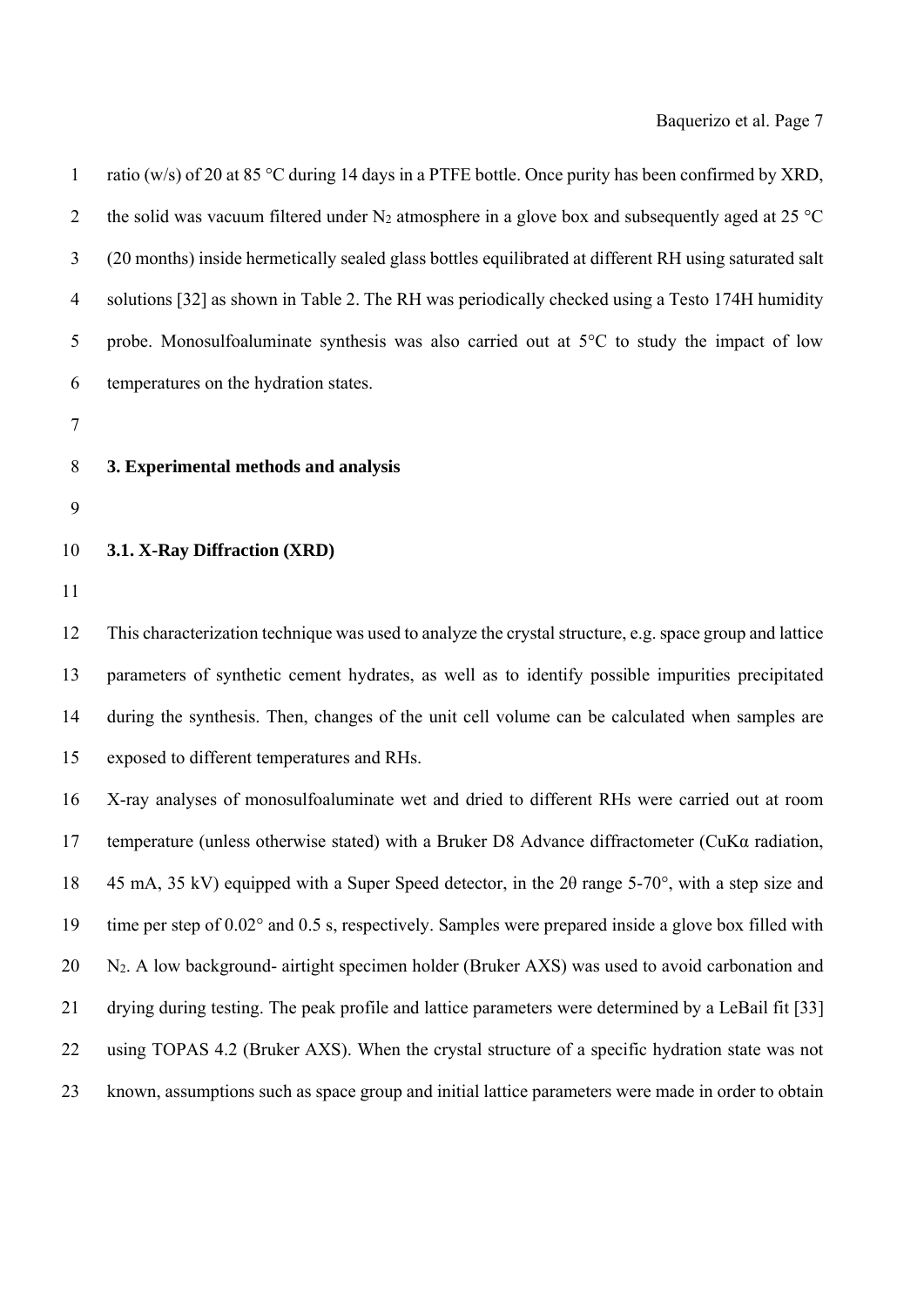ratio (w/s) of 20 at 85 °C during 14 days in a PTFE bottle. Once purity has been confirmed by XRD, the solid was vacuum filtered under $N_2$ atmosphere in a glove box and subsequently aged at 25 °C (20 months) inside hermetically sealed glass bottles equilibrated at different RH using saturated salt solutions [32] as shown in Table 2. The RH was periodically checked using a Testo 174H humidity probe. Monosulfoaluminate synthesis was also carried out at 5°C to study the impact of low temperatures on the hydration states.

## 3. Experimental methods and analysis

### 3.1. X-Ray Diffraction (XRD)

This characterization technique was used to analyze the crystal structure, e.g. space group and lattice parameters of synthetic cement hydrates, as well as to identify possible impurities precipitated during the synthesis. Then, changes of the unit cell volume can be calculated when samples are exposed to different temperatures and RHs.

X-ray analyses of monosulfoaluminate wet and dried to different RHs were carried out at room temperature (unless otherwise stated) with a Bruker D8 Advance diffractometer (CuKα radiation, 45 mA, 35 kV) equipped with a Super Speed detector, in the 2θ range 5-70°, with a step size and time per step of 0.02° and 0.5 s, respectively. Samples were prepared inside a glove box filled with $N_2$. A low background- airtight specimen holder (Bruker AXS) was used to avoid carbonation and drying during testing. The peak profile and lattice parameters were determined by a LeBail fit [33] using TOPAS 4.2 (Bruker AXS). When the crystal structure of a specific hydration state was not known, assumptions such as space group and initial lattice parameters were made in order to obtain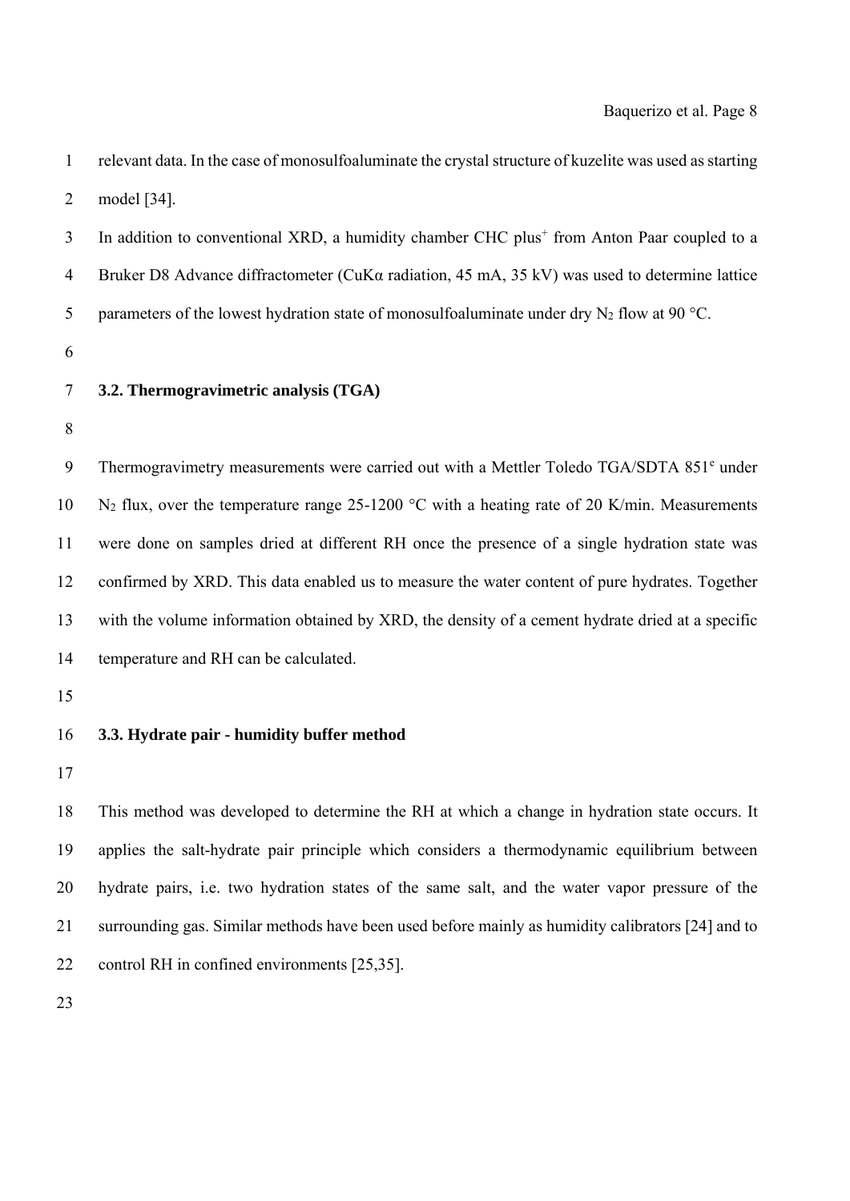relevant data. In the case of monosulfoaluminate the crystal structure of kuzelite was used as starting model [34].

In addition to conventional XRD, a humidity chamber CHC plus[+] from Anton Paar coupled to a Bruker D8 Advance diffractometer (CuKα radiation, 45 mA, 35 kV) was used to determine lattice parameters of the lowest hydration state of monosulfoaluminate under dry $N_2$ flow at 90 °C.

### 3.2. Thermogravimetric analysis (TGA)

Thermogravimetry measurements were carried out with a Mettler Toledo TGA/SDTA 851[e] under $N_2$ flux, over the temperature range 25-1200 °C with a heating rate of 20 K/min. Measurements were done on samples dried at different RH once the presence of a single hydration state was confirmed by XRD. This data enabled us to measure the water content of pure hydrates. Together with the volume information obtained by XRD, the density of a cement hydrate dried at a specific temperature and RH can be calculated.

### 3.3. Hydrate pair - humidity buffer method

This method was developed to determine the RH at which a change in hydration state occurs. It applies the salt-hydrate pair principle which considers a thermodynamic equilibrium between hydrate pairs, i.e. two hydration states of the same salt, and the water vapor pressure of the surrounding gas. Similar methods have been used before mainly as humidity calibrators [24] and to control RH in confined environments [25,35].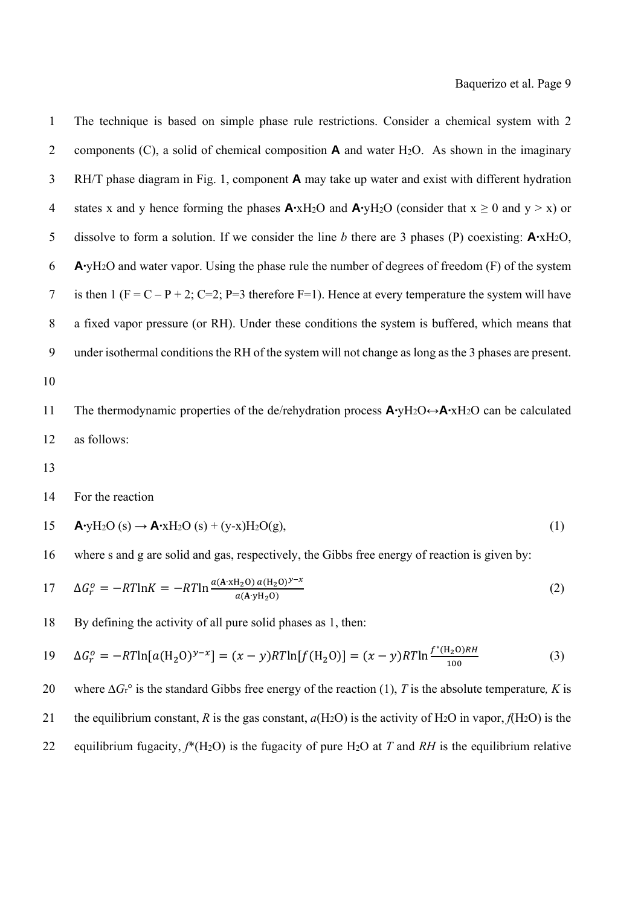The technique is based on simple phase rule restrictions. Consider a chemical system with 2 components (C), a solid of chemical composition **A** and water $H_2O$. As shown in the imaginary RH/T phase diagram in Fig. 1, component **A** may take up water and exist with different hydration states x and y hence forming the phases **A**·x$H_2O$ and **A**·y$H_2O$ (consider that $x \geq 0$ and $y > x$) or dissolve to form a solution. If we consider the line *b* there are 3 phases (P) coexisting: **A**·x$H_2O$, **A**·y$H_2O$ and water vapor. Using the phase rule the number of degrees of freedom (F) of the system is then 1 ($F = C – P + 2$; $C=2$; $P=3$ therefore $F=1$). Hence at every temperature the system will have a fixed vapor pressure (or RH). Under these conditions the system is buffered, which means that under isothermal conditions the RH of the system will not change as long as the 3 phases are present.

The thermodynamic properties of the de/rehydration process **A**·y$H_2O$↔**A**·x$H_2O$ can be calculated as follows:

For the reaction

$$\mathbf{A}\cdot yH_2O\,(s) \rightarrow \mathbf{A}\cdot xH_2O\,(s) + (y-x)H_2O(g), \tag{1}$$

where s and g are solid and gas, respectively, the Gibbs free energy of reaction is given by:

$$\Delta G_r^o = -RT\ln K = -RT\ln\frac{a(\mathbf{A}\cdot xH_2O)\,a(H_2O)^{y-x}}{a(\mathbf{A}\cdot yH_2O)} \tag{2}$$

By defining the activity of all pure solid phases as 1, then:

$$\Delta G_r^o = -RT\ln[a(H_2O)^{y-x}] = (x-y)RT\ln[f(H_2O)] = (x-y)RT\ln\frac{f^*(H_2O)RH}{100} \tag{3}$$

where $\Delta G_r°$ is the standard Gibbs free energy of the reaction (1), $T$ is the absolute temperature*,* $K$ is the equilibrium constant, $R$ is the gas constant, $a(H_2O)$ is the activity of $H_2O$ in vapor, $f(H_2O)$ is the equilibrium fugacity, $f^*(H_2O)$ is the fugacity of pure $H_2O$ at $T$ and $RH$ is the equilibrium relative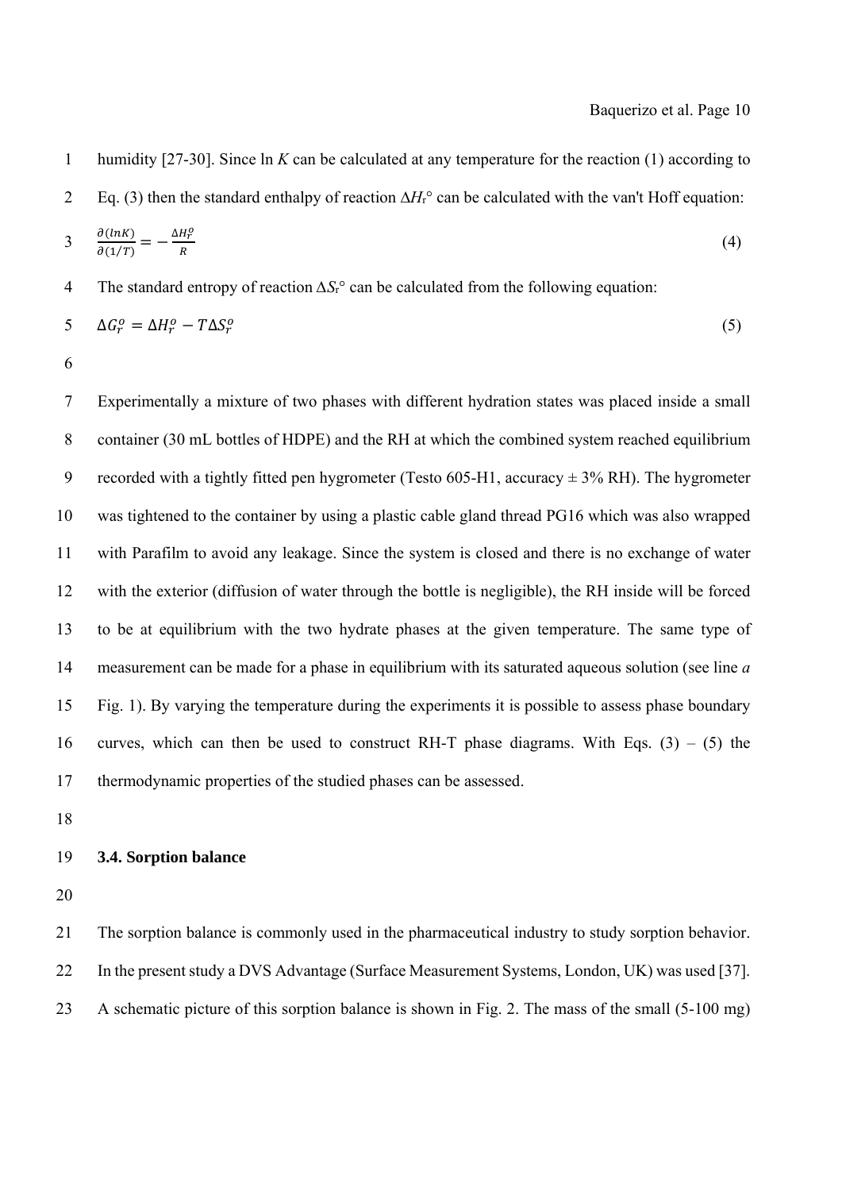humidity [27-30]. Since $\ln K$ can be calculated at any temperature for the reaction (1) according to Eq. (3) then the standard enthalpy of reaction $\Delta H_r^\circ$ can be calculated with the van't Hoff equation:

$$\frac{\partial(\ln K)}{\partial(1/T)} = -\frac{\Delta H_r^o}{R} \tag{4}$$

The standard entropy of reaction $\Delta S_r^\circ$ can be calculated from the following equation:

$$\Delta G_r^o = \Delta H_r^o - T\Delta S_r^o \tag{5}$$

Experimentally a mixture of two phases with different hydration states was placed inside a small container (30 mL bottles of HDPE) and the RH at which the combined system reached equilibrium recorded with a tightly fitted pen hygrometer (Testo 605-H1, accuracy ± 3% RH). The hygrometer was tightened to the container by using a plastic cable gland thread PG16 which was also wrapped with Parafilm to avoid any leakage. Since the system is closed and there is no exchange of water with the exterior (diffusion of water through the bottle is negligible), the RH inside will be forced to be at equilibrium with the two hydrate phases at the given temperature. The same type of measurement can be made for a phase in equilibrium with its saturated aqueous solution (see line *a* Fig. 1). By varying the temperature during the experiments it is possible to assess phase boundary curves, which can then be used to construct RH-T phase diagrams. With Eqs. (3) – (5) the thermodynamic properties of the studied phases can be assessed.

### 3.4. Sorption balance

The sorption balance is commonly used in the pharmaceutical industry to study sorption behavior. In the present study a DVS Advantage (Surface Measurement Systems, London, UK) was used [37]. A schematic picture of this sorption balance is shown in Fig. 2. The mass of the small (5-100 mg)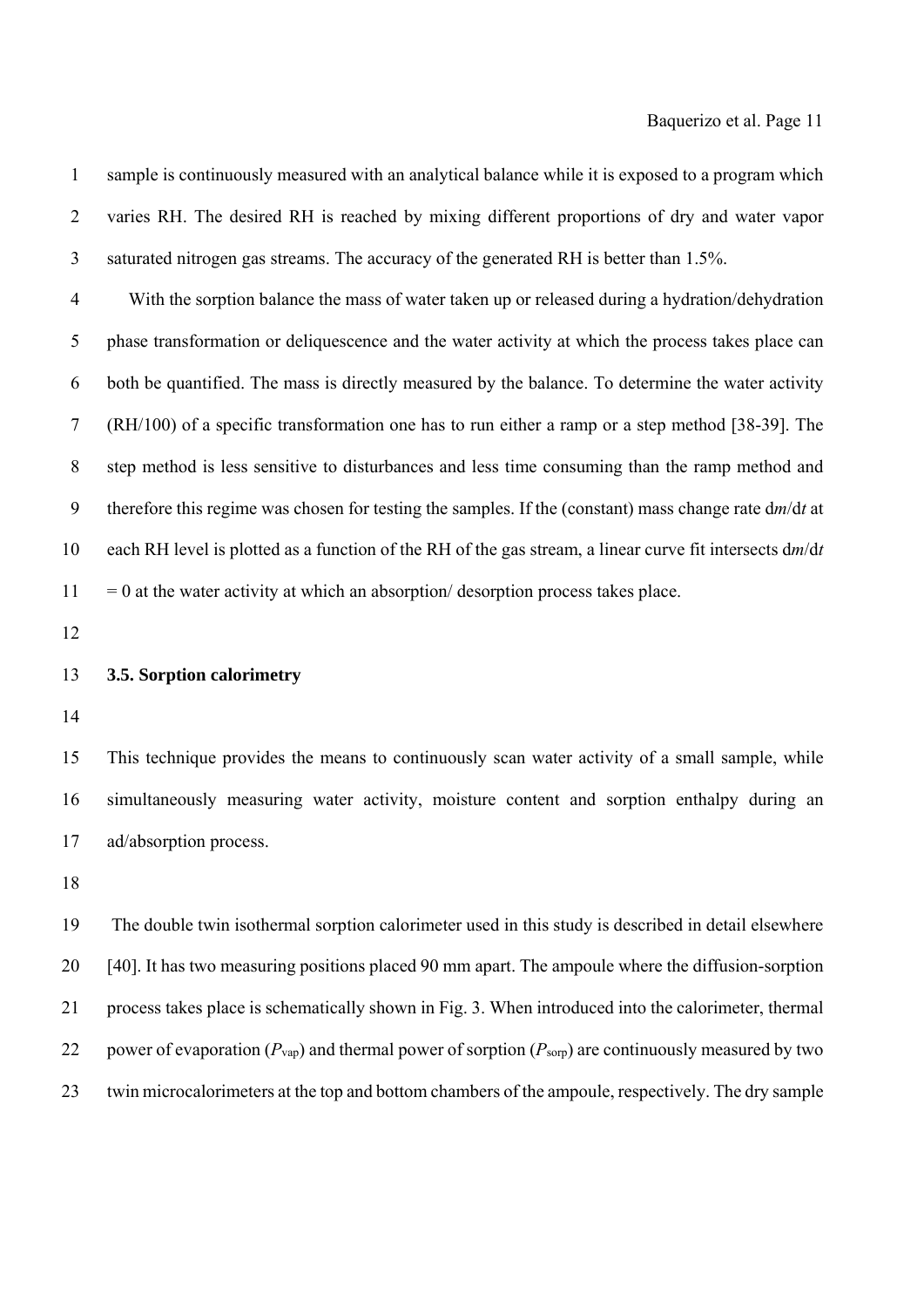sample is continuously measured with an analytical balance while it is exposed to a program which varies RH. The desired RH is reached by mixing different proportions of dry and water vapor saturated nitrogen gas streams. The accuracy of the generated RH is better than 1.5%.

With the sorption balance the mass of water taken up or released during a hydration/dehydration phase transformation or deliquescence and the water activity at which the process takes place can both be quantified. The mass is directly measured by the balance. To determine the water activity (RH/100) of a specific transformation one has to run either a ramp or a step method [38-39]. The step method is less sensitive to disturbances and less time consuming than the ramp method and therefore this regime was chosen for testing the samples. If the (constant) mass change rate $dm/dt$ at each RH level is plotted as a function of the RH of the gas stream, a linear curve fit intersects $dm/dt = 0$ at the water activity at which an absorption/ desorption process takes place.

### 3.5. Sorption calorimetry

This technique provides the means to continuously scan water activity of a small sample, while simultaneously measuring water activity, moisture content and sorption enthalpy during an ad/absorption process.

The double twin isothermal sorption calorimeter used in this study is described in detail elsewhere [40]. It has two measuring positions placed 90 mm apart. The ampoule where the diffusion-sorption process takes place is schematically shown in Fig. 3. When introduced into the calorimeter, thermal power of evaporation ($P_{vap}$) and thermal power of sorption ($P_{sorp}$) are continuously measured by two twin microcalorimeters at the top and bottom chambers of the ampoule, respectively. The dry sample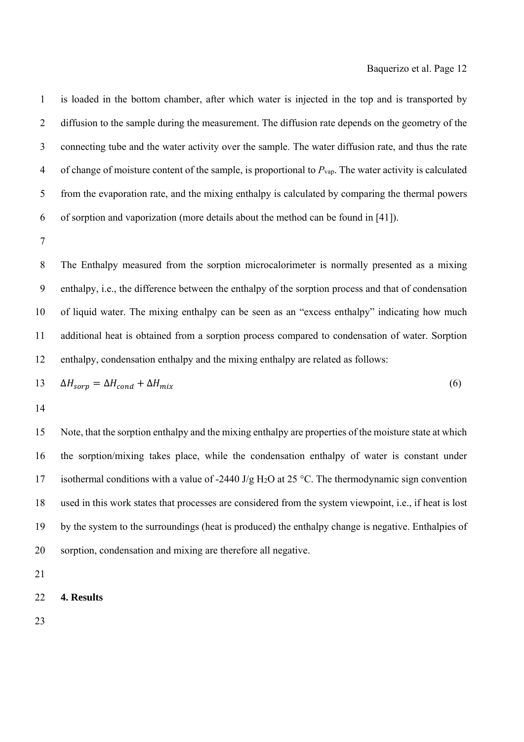is loaded in the bottom chamber, after which water is injected in the top and is transported by diffusion to the sample during the measurement. The diffusion rate depends on the geometry of the connecting tube and the water activity over the sample. The water diffusion rate, and thus the rate of change of moisture content of the sample, is proportional to $P_{vap}$. The water activity is calculated from the evaporation rate, and the mixing enthalpy is calculated by comparing the thermal powers of sorption and vaporization (more details about the method can be found in [41]).

The Enthalpy measured from the sorption microcalorimeter is normally presented as a mixing enthalpy, i.e., the difference between the enthalpy of the sorption process and that of condensation of liquid water. The mixing enthalpy can be seen as an "excess enthalpy" indicating how much additional heat is obtained from a sorption process compared to condensation of water. Sorption enthalpy, condensation enthalpy and the mixing enthalpy are related as follows:

$$\Delta H_{sorp} = \Delta H_{cond} + \Delta H_{mix} \quad (6)$$

Note, that the sorption enthalpy and the mixing enthalpy are properties of the moisture state at which the sorption/mixing takes place, while the condensation enthalpy of water is constant under isothermal conditions with a value of -2440 J/g $H_2O$ at 25 °C. The thermodynamic sign convention used in this work states that processes are considered from the system viewpoint, i.e., if heat is lost by the system to the surroundings (heat is produced) the enthalpy change is negative. Enthalpies of sorption, condensation and mixing are therefore all negative.

## 4. Results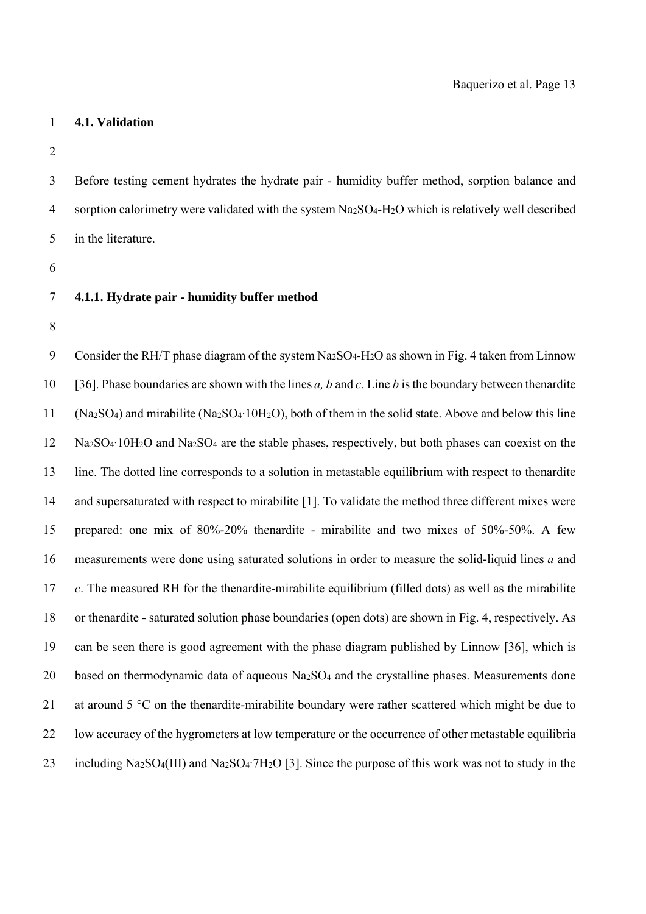### 4.1. Validation

Before testing cement hydrates the hydrate pair - humidity buffer method, sorption balance and sorption calorimetry were validated with the system $Na_2SO_4$-$H_2O$ which is relatively well described in the literature.

#### 4.1.1. Hydrate pair - humidity buffer method

Consider the RH/T phase diagram of the system $Na_2SO_4$-$H_2O$ as shown in Fig. 4 taken from Linnow [36]. Phase boundaries are shown with the lines *a, b* and *c*. Line *b* is the boundary between thenardite ($Na_2SO_4$) and mirabilite ($Na_2SO_4 \cdot 10H_2O$), both of them in the solid state. Above and below this line $Na_2SO_4 \cdot 10H_2O$ and $Na_2SO_4$ are the stable phases, respectively, but both phases can coexist on the line. The dotted line corresponds to a solution in metastable equilibrium with respect to thenardite and supersaturated with respect to mirabilite [1]. To validate the method three different mixes were prepared: one mix of 80%-20% thenardite - mirabilite and two mixes of 50%-50%. A few measurements were done using saturated solutions in order to measure the solid-liquid lines *a* and *c*. The measured RH for the thenardite-mirabilite equilibrium (filled dots) as well as the mirabilite or thenardite - saturated solution phase boundaries (open dots) are shown in Fig. 4, respectively. As can be seen there is good agreement with the phase diagram published by Linnow [36], which is based on thermodynamic data of aqueous $Na_2SO_4$ and the crystalline phases. Measurements done at around 5 °C on the thenardite-mirabilite boundary were rather scattered which might be due to low accuracy of the hygrometers at low temperature or the occurrence of other metastable equilibria including $Na_2SO_4$(III) and $Na_2SO_4 \cdot 7H_2O$ [3]. Since the purpose of this work was not to study in the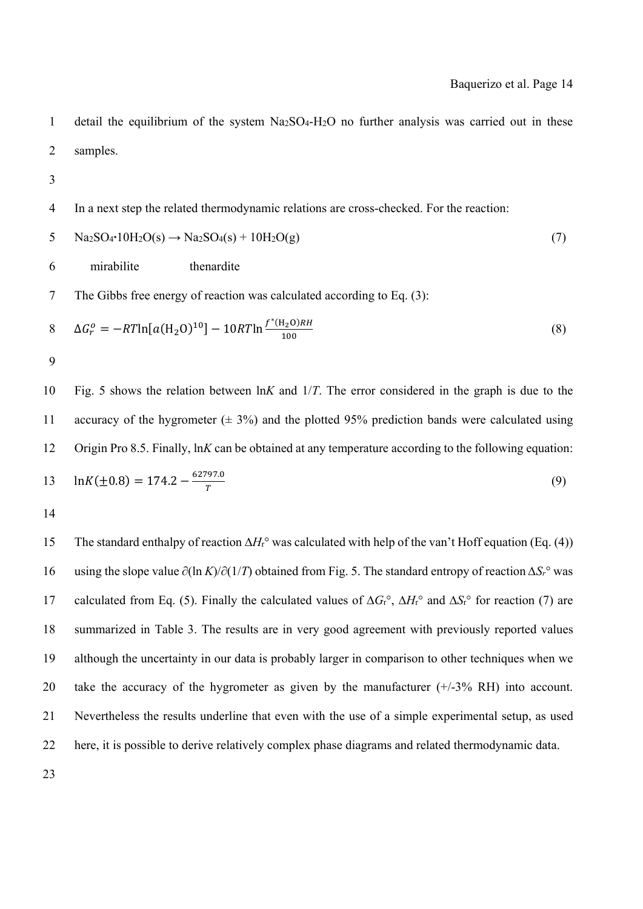detail the equilibrium of the system $Na_2SO_4$-$H_2O$ no further analysis was carried out in these samples.

In a next step the related thermodynamic relations are cross-checked. For the reaction:

$$Na_2SO_4{\cdot}10H_2O(s) \rightarrow Na_2SO_4(s) + 10H_2O(g) \tag{7}$$

mirabilite thenardite

The Gibbs free energy of reaction was calculated according to Eq. (3):

$$\Delta G_r^o = -RT\ln[a(\mathrm{H_2O})^{10}] - 10RT\ln\frac{f^*(\mathrm{H_2O})RH}{100} \tag{8}$$

Fig. 5 shows the relation between ln$K$ and 1/$T$. The error considered in the graph is due to the accuracy of the hygrometer (± 3%) and the plotted 95% prediction bands were calculated using Origin Pro 8.5. Finally, ln$K$ can be obtained at any temperature according to the following equation:

$$\ln K(\pm 0.8) = 174.2 - \frac{62797.0}{T} \tag{9}$$

The standard enthalpy of reaction $\Delta H_r°$ was calculated with help of the van't Hoff equation (Eq. (4)) using the slope value $\partial(\ln K)/\partial(1/T)$ obtained from Fig. 5. The standard entropy of reaction $\Delta S_r°$ was calculated from Eq. (5). Finally the calculated values of $\Delta G_r°$, $\Delta H_r°$ and $\Delta S_r°$ for reaction (7) are summarized in Table 3. The results are in very good agreement with previously reported values although the uncertainty in our data is probably larger in comparison to other techniques when we take the accuracy of the hygrometer as given by the manufacturer (+/-3% RH) into account. Nevertheless the results underline that even with the use of a simple experimental setup, as used here, it is possible to derive relatively complex phase diagrams and related thermodynamic data.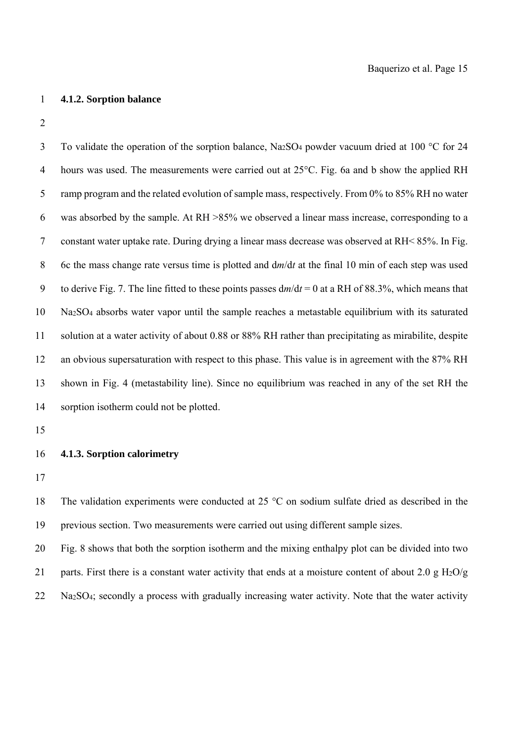### 4.1.2. Sorption balance

To validate the operation of the sorption balance, $Na_2SO_4$ powder vacuum dried at 100 °C for 24 hours was used. The measurements were carried out at 25°C. Fig. 6a and b show the applied RH ramp program and the related evolution of sample mass, respectively. From 0% to 85% RH no water was absorbed by the sample. At RH >85% we observed a linear mass increase, corresponding to a constant water uptake rate. During drying a linear mass decrease was observed at RH< 85%. In Fig. 6c the mass change rate versus time is plotted and d*m*/d*t* at the final 10 min of each step was used to derive Fig. 7. The line fitted to these points passes d*m*/d*t* = 0 at a RH of 88.3%, which means that $Na_2SO_4$ absorbs water vapor until the sample reaches a metastable equilibrium with its saturated solution at a water activity of about 0.88 or 88% RH rather than precipitating as mirabilite, despite an obvious supersaturation with respect to this phase. This value is in agreement with the 87% RH shown in Fig. 4 (metastability line). Since no equilibrium was reached in any of the set RH the sorption isotherm could not be plotted.

### 4.1.3. Sorption calorimetry

The validation experiments were conducted at 25 °C on sodium sulfate dried as described in the previous section. Two measurements were carried out using different sample sizes.

Fig. 8 shows that both the sorption isotherm and the mixing enthalpy plot can be divided into two parts. First there is a constant water activity that ends at a moisture content of about 2.0 g $H_2O$/g $Na_2SO_4$; secondly a process with gradually increasing water activity. Note that the water activity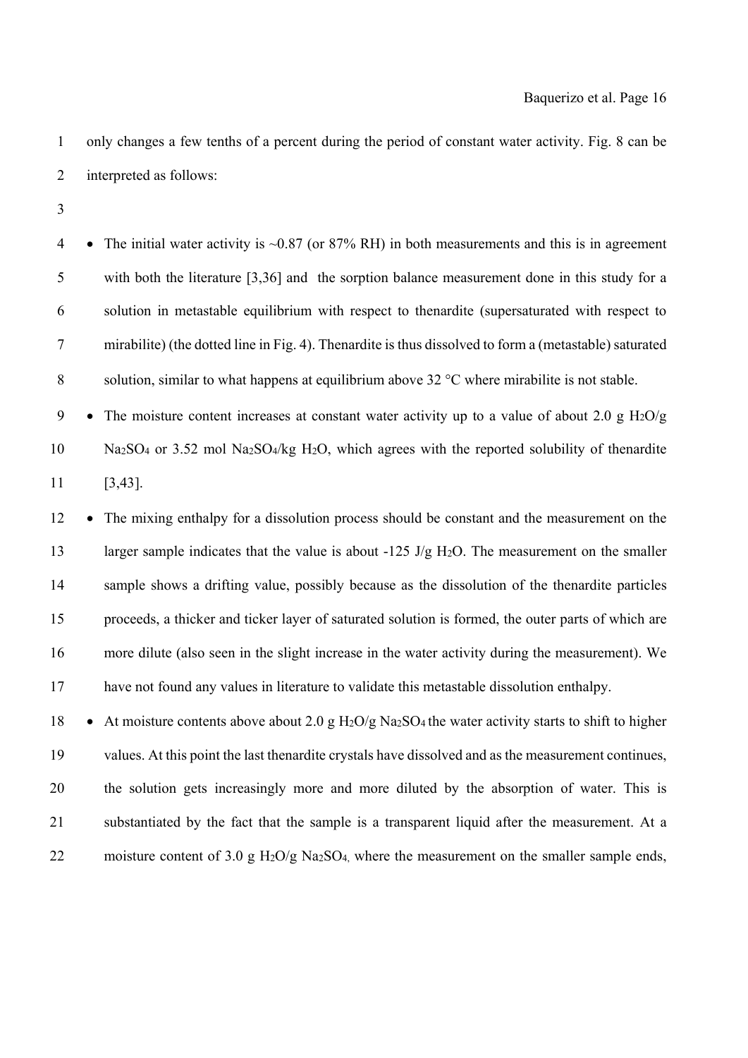only changes a few tenths of a percent during the period of constant water activity. Fig. 8 can be interpreted as follows:

- The initial water activity is ~0.87 (or 87% RH) in both measurements and this is in agreement with both the literature [3,36] and the sorption balance measurement done in this study for a solution in metastable equilibrium with respect to thenardite (supersaturated with respect to mirabilite) (the dotted line in Fig. 4). Thenardite is thus dissolved to form a (metastable) saturated solution, similar to what happens at equilibrium above 32 °C where mirabilite is not stable.
- The moisture content increases at constant water activity up to a value of about 2.0 g $H_2O$/g $Na_2SO_4$ or 3.52 mol $Na_2SO_4$/kg $H_2O$, which agrees with the reported solubility of thenardite [3,43].
- The mixing enthalpy for a dissolution process should be constant and the measurement on the larger sample indicates that the value is about -125 J/g $H_2O$. The measurement on the smaller sample shows a drifting value, possibly because as the dissolution of the thenardite particles proceeds, a thicker and ticker layer of saturated solution is formed, the outer parts of which are more dilute (also seen in the slight increase in the water activity during the measurement). We have not found any values in literature to validate this metastable dissolution enthalpy.
- At moisture contents above about 2.0 g $H_2O$/g $Na_2SO_4$ the water activity starts to shift to higher values. At this point the last thenardite crystals have dissolved and as the measurement continues, the solution gets increasingly more and more diluted by the absorption of water. This is substantiated by the fact that the sample is a transparent liquid after the measurement. At a moisture content of 3.0 g $H_2O$/g $Na_2SO_4$, where the measurement on the smaller sample ends,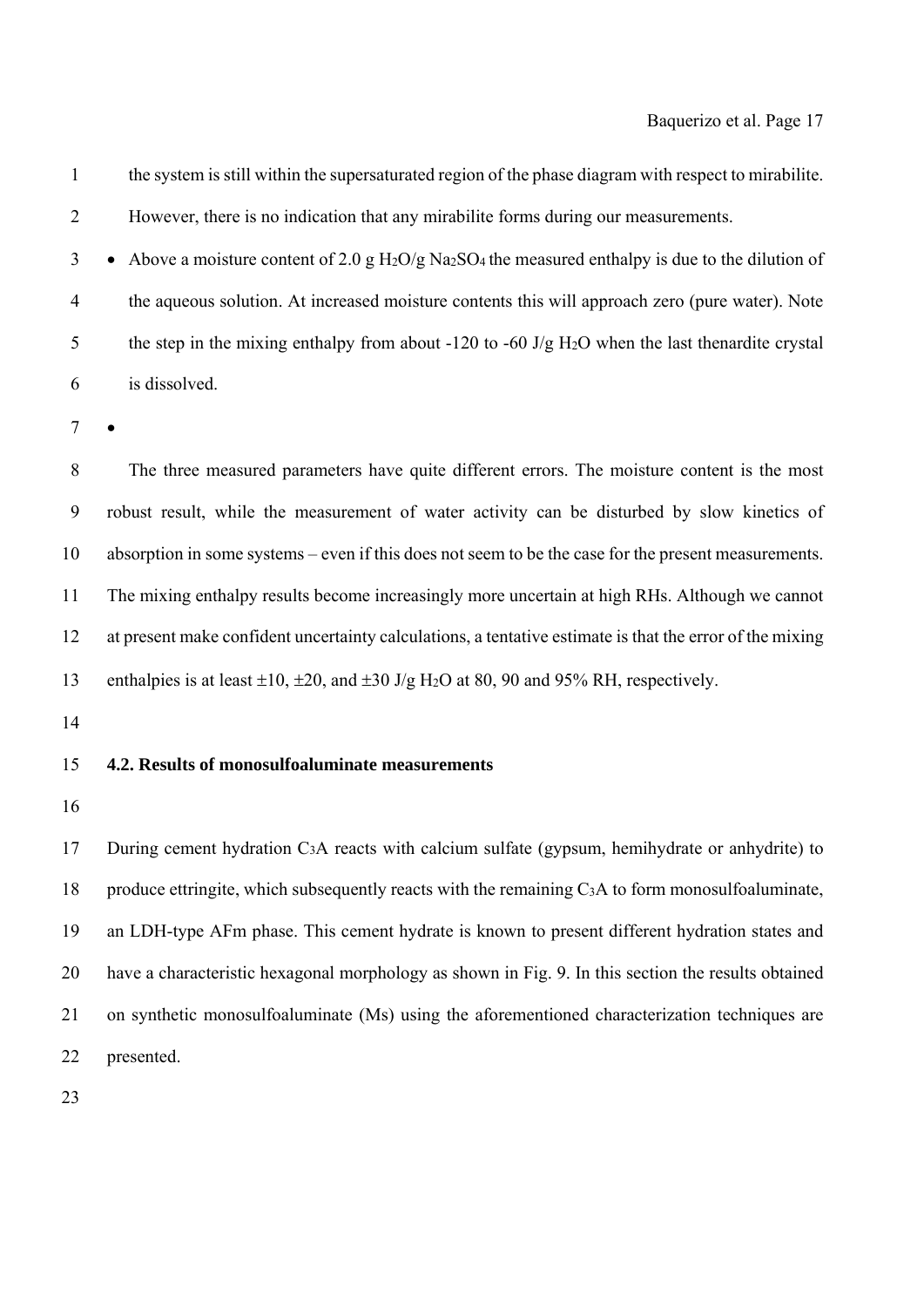the system is still within the supersaturated region of the phase diagram with respect to mirabilite. However, there is no indication that any mirabilite forms during our measurements.

- Above a moisture content of 2.0 g $H_2O$/g $Na_2SO_4$ the measured enthalpy is due to the dilution of the aqueous solution. At increased moisture contents this will approach zero (pure water). Note the step in the mixing enthalpy from about -120 to -60 J/g $H_2O$ when the last thenardite crystal is dissolved.
-

The three measured parameters have quite different errors. The moisture content is the most robust result, while the measurement of water activity can be disturbed by slow kinetics of absorption in some systems – even if this does not seem to be the case for the present measurements. The mixing enthalpy results become increasingly more uncertain at high RHs. Although we cannot at present make confident uncertainty calculations, a tentative estimate is that the error of the mixing enthalpies is at least $\pm10$, $\pm20$, and $\pm30$ J/g $H_2O$ at 80, 90 and 95% RH, respectively.

**4.2. Results of monosulfoaluminate measurements**

During cement hydration $C_3A$ reacts with calcium sulfate (gypsum, hemihydrate or anhydrite) to produce ettringite, which subsequently reacts with the remaining $C_3A$ to form monosulfoaluminate, an LDH-type AFm phase. This cement hydrate is known to present different hydration states and have a characteristic hexagonal morphology as shown in Fig. 9. In this section the results obtained on synthetic monosulfoaluminate (Ms) using the aforementioned characterization techniques are presented.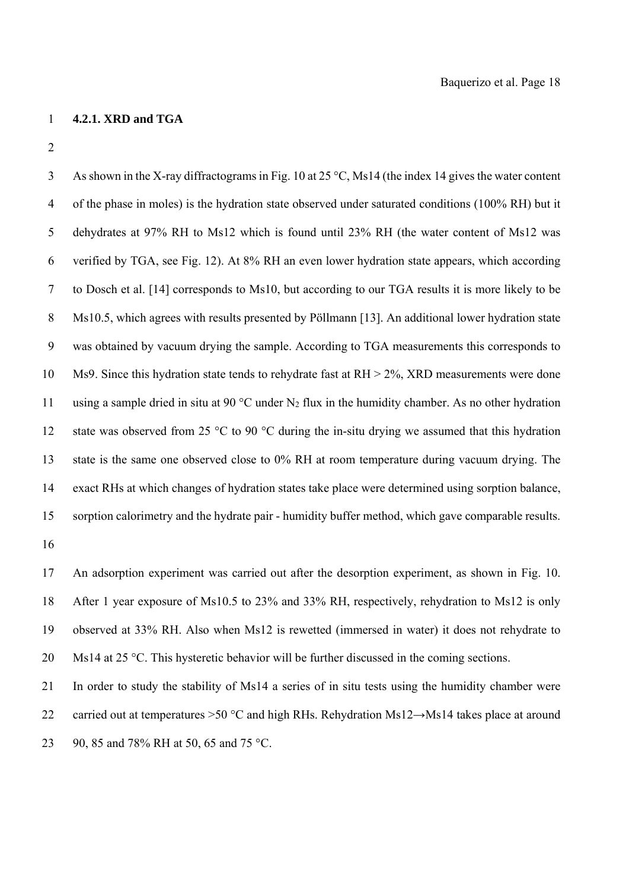#### 4.2.1. XRD and TGA

As shown in the X-ray diffractograms in Fig. 10 at 25 °C, Ms14 (the index 14 gives the water content of the phase in moles) is the hydration state observed under saturated conditions (100% RH) but it dehydrates at 97% RH to Ms12 which is found until 23% RH (the water content of Ms12 was verified by TGA, see Fig. 12). At 8% RH an even lower hydration state appears, which according to Dosch et al. [14] corresponds to Ms10, but according to our TGA results it is more likely to be Ms10.5, which agrees with results presented by Pöllmann [13]. An additional lower hydration state was obtained by vacuum drying the sample. According to TGA measurements this corresponds to Ms9. Since this hydration state tends to rehydrate fast at RH > 2%, XRD measurements were done using a sample dried in situ at 90 °C under $N_2$ flux in the humidity chamber. As no other hydration state was observed from 25 °C to 90 °C during the in-situ drying we assumed that this hydration state is the same one observed close to 0% RH at room temperature during vacuum drying. The exact RHs at which changes of hydration states take place were determined using sorption balance, sorption calorimetry and the hydrate pair - humidity buffer method, which gave comparable results.

An adsorption experiment was carried out after the desorption experiment, as shown in Fig. 10. After 1 year exposure of Ms10.5 to 23% and 33% RH, respectively, rehydration to Ms12 is only observed at 33% RH. Also when Ms12 is rewetted (immersed in water) it does not rehydrate to Ms14 at 25 °C. This hysteretic behavior will be further discussed in the coming sections.

In order to study the stability of Ms14 a series of in situ tests using the humidity chamber were carried out at temperatures >50 °C and high RHs. Rehydration Ms12→Ms14 takes place at around 90, 85 and 78% RH at 50, 65 and 75 °C.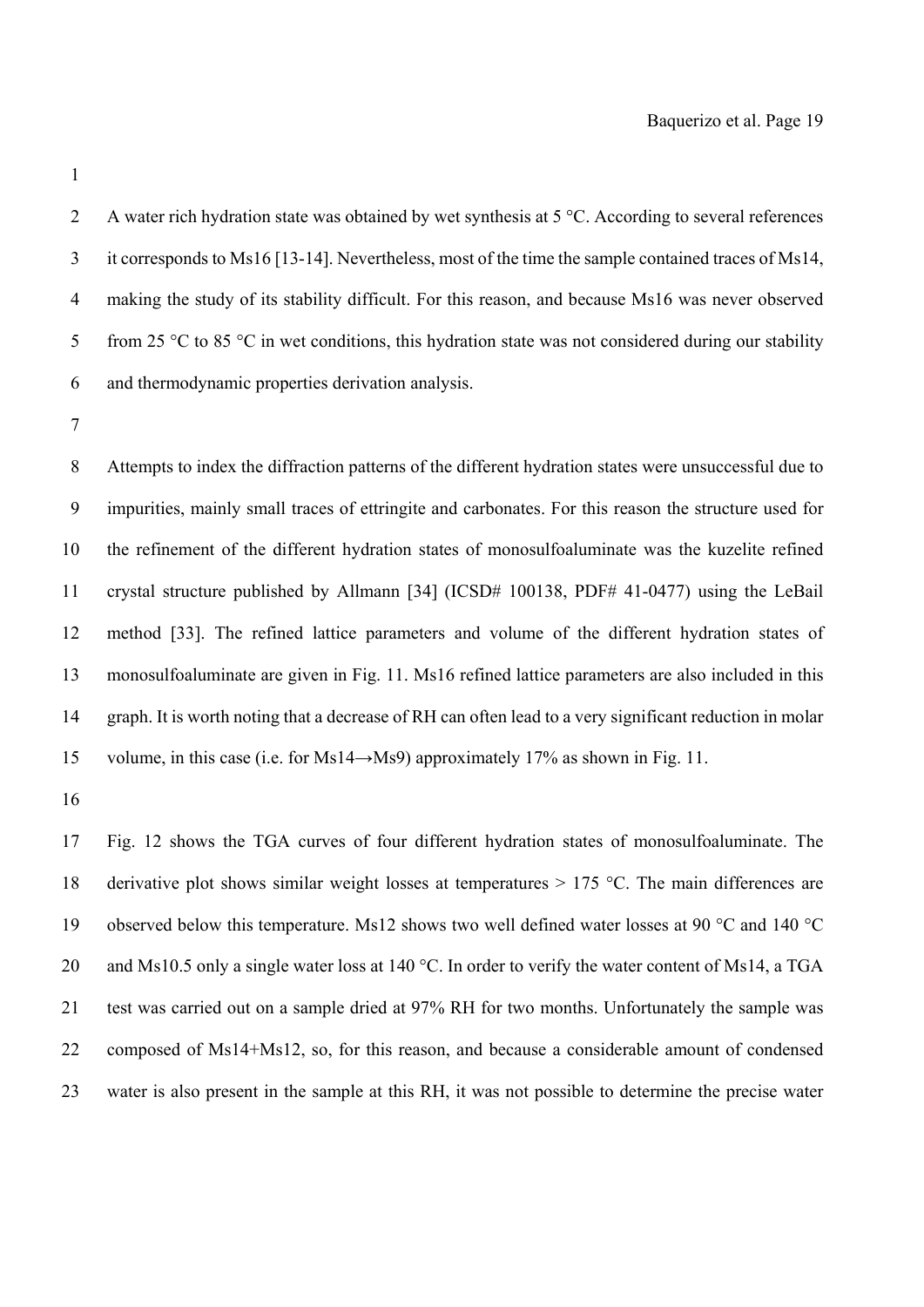A water rich hydration state was obtained by wet synthesis at 5 °C. According to several references it corresponds to Ms16 [13-14]. Nevertheless, most of the time the sample contained traces of Ms14, making the study of its stability difficult. For this reason, and because Ms16 was never observed from 25 °C to 85 °C in wet conditions, this hydration state was not considered during our stability and thermodynamic properties derivation analysis.

Attempts to index the diffraction patterns of the different hydration states were unsuccessful due to impurities, mainly small traces of ettringite and carbonates. For this reason the structure used for the refinement of the different hydration states of monosulfoaluminate was the kuzelite refined crystal structure published by Allmann [34] (ICSD# 100138, PDF# 41-0477) using the LeBail method [33]. The refined lattice parameters and volume of the different hydration states of monosulfoaluminate are given in Fig. 11. Ms16 refined lattice parameters are also included in this graph. It is worth noting that a decrease of RH can often lead to a very significant reduction in molar volume, in this case (i.e. for Ms14→Ms9) approximately 17% as shown in Fig. 11.

Fig. 12 shows the TGA curves of four different hydration states of monosulfoaluminate. The derivative plot shows similar weight losses at temperatures > 175 °C. The main differences are observed below this temperature. Ms12 shows two well defined water losses at 90 °C and 140 °C and Ms10.5 only a single water loss at 140 °C. In order to verify the water content of Ms14, a TGA test was carried out on a sample dried at 97% RH for two months. Unfortunately the sample was composed of Ms14+Ms12, so, for this reason, and because a considerable amount of condensed water is also present in the sample at this RH, it was not possible to determine the precise water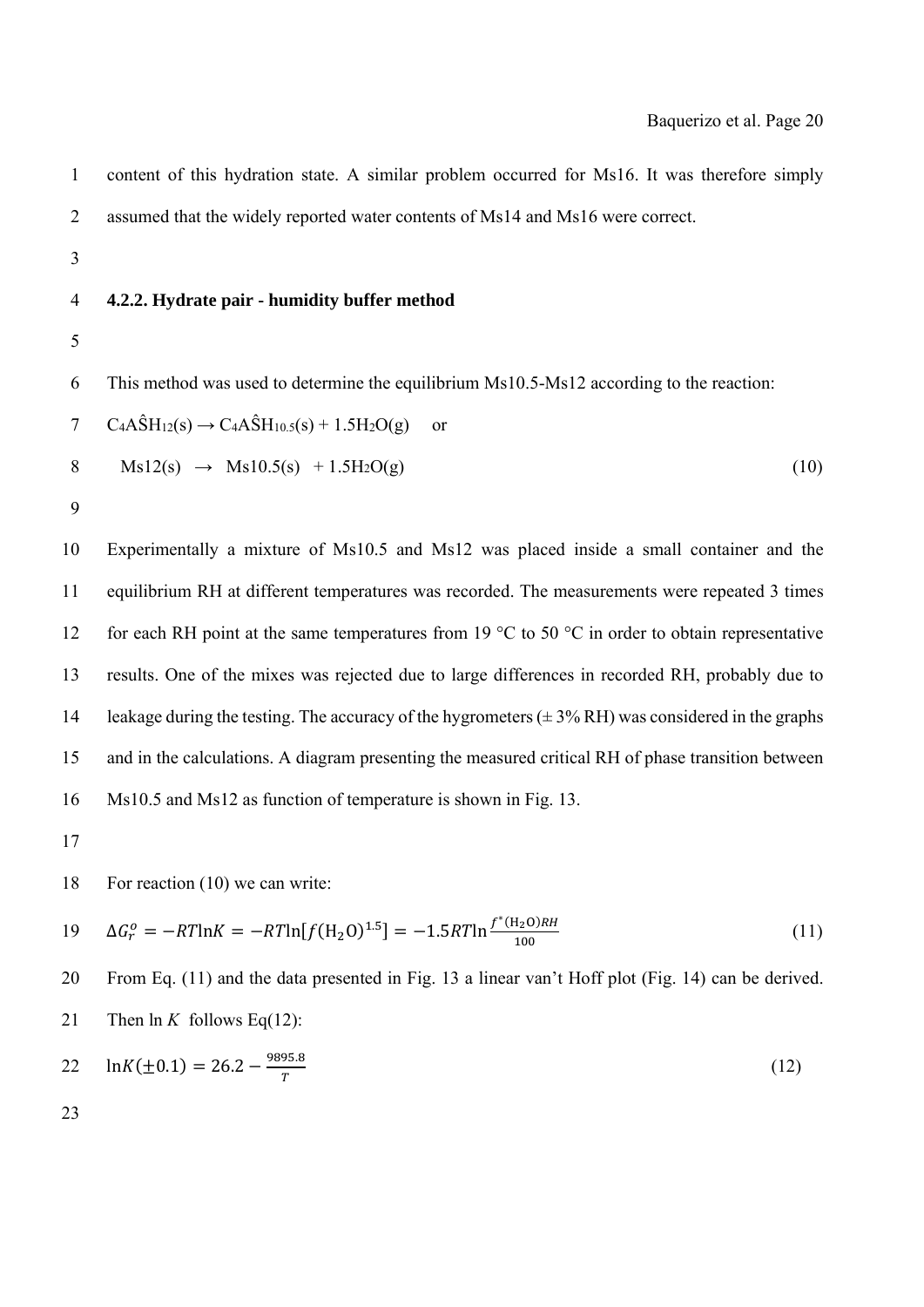content of this hydration state. A similar problem occurred for Ms16. It was therefore simply assumed that the widely reported water contents of Ms14 and Ms16 were correct.

#### 4.2.2. Hydrate pair - humidity buffer method

This method was used to determine the equilibrium Ms10.5-Ms12 according to the reaction:

$C_4A\hat{S}H_{12}(s) \rightarrow C_4A\hat{S}H_{10.5}(s) + 1.5H_2O(g)$ or

$$\text{Ms12(s)} \rightarrow \text{Ms10.5(s)} + 1.5H_2O(g) \tag{10}$$

Experimentally a mixture of Ms10.5 and Ms12 was placed inside a small container and the equilibrium RH at different temperatures was recorded. The measurements were repeated 3 times for each RH point at the same temperatures from 19 °C to 50 °C in order to obtain representative results. One of the mixes was rejected due to large differences in recorded RH, probably due to leakage during the testing. The accuracy of the hygrometers (± 3% RH) was considered in the graphs and in the calculations. A diagram presenting the measured critical RH of phase transition between Ms10.5 and Ms12 as function of temperature is shown in Fig. 13.

For reaction (10) we can write:

$$\Delta G_r^o = -RT\ln K = -RT\ln[f(H_2O)^{1.5}] = -1.5RT\ln\frac{f^*(H_2O)RH}{100} \tag{11}$$

From Eq. (11) and the data presented in Fig. 13 a linear van't Hoff plot (Fig. 14) can be derived. Then ln $K$ follows Eq(12):

$$\ln K(\pm 0.1) = 26.2 - \frac{9895.8}{T} \tag{12}$$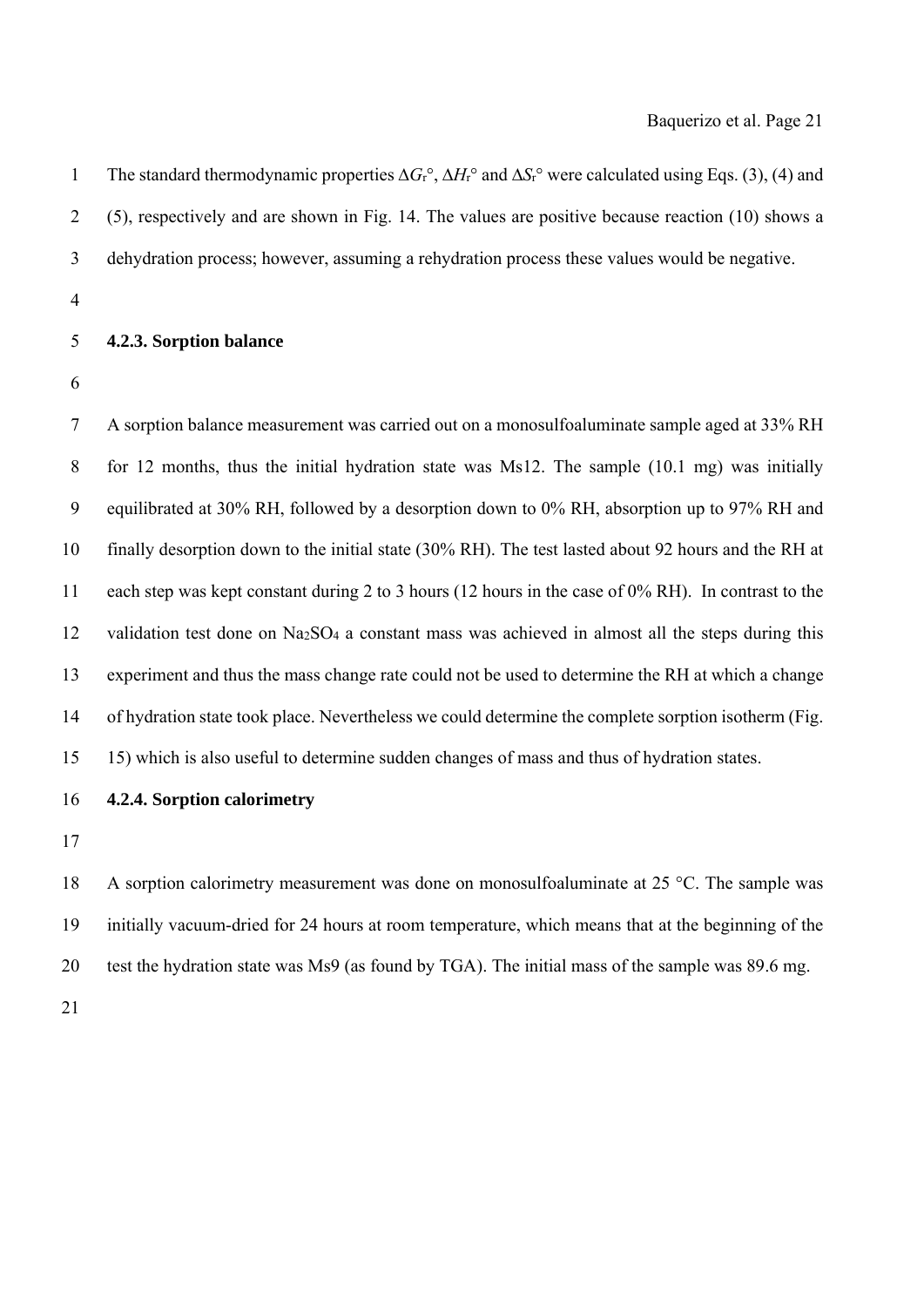The standard thermodynamic properties $\Delta G_r°$, $\Delta H_r°$ and $\Delta S_r°$ were calculated using Eqs. (3), (4) and (5), respectively and are shown in Fig. 14. The values are positive because reaction (10) shows a dehydration process; however, assuming a rehydration process these values would be negative.

### 4.2.3. Sorption balance

A sorption balance measurement was carried out on a monosulfoaluminate sample aged at 33% RH for 12 months, thus the initial hydration state was Ms12. The sample (10.1 mg) was initially equilibrated at 30% RH, followed by a desorption down to 0% RH, absorption up to 97% RH and finally desorption down to the initial state (30% RH). The test lasted about 92 hours and the RH at each step was kept constant during 2 to 3 hours (12 hours in the case of 0% RH). In contrast to the validation test done on $Na_2SO_4$ a constant mass was achieved in almost all the steps during this experiment and thus the mass change rate could not be used to determine the RH at which a change of hydration state took place. Nevertheless we could determine the complete sorption isotherm (Fig. 15) which is also useful to determine sudden changes of mass and thus of hydration states.

### 4.2.4. Sorption calorimetry

A sorption calorimetry measurement was done on monosulfoaluminate at 25 °C. The sample was initially vacuum-dried for 24 hours at room temperature, which means that at the beginning of the test the hydration state was Ms9 (as found by TGA). The initial mass of the sample was 89.6 mg.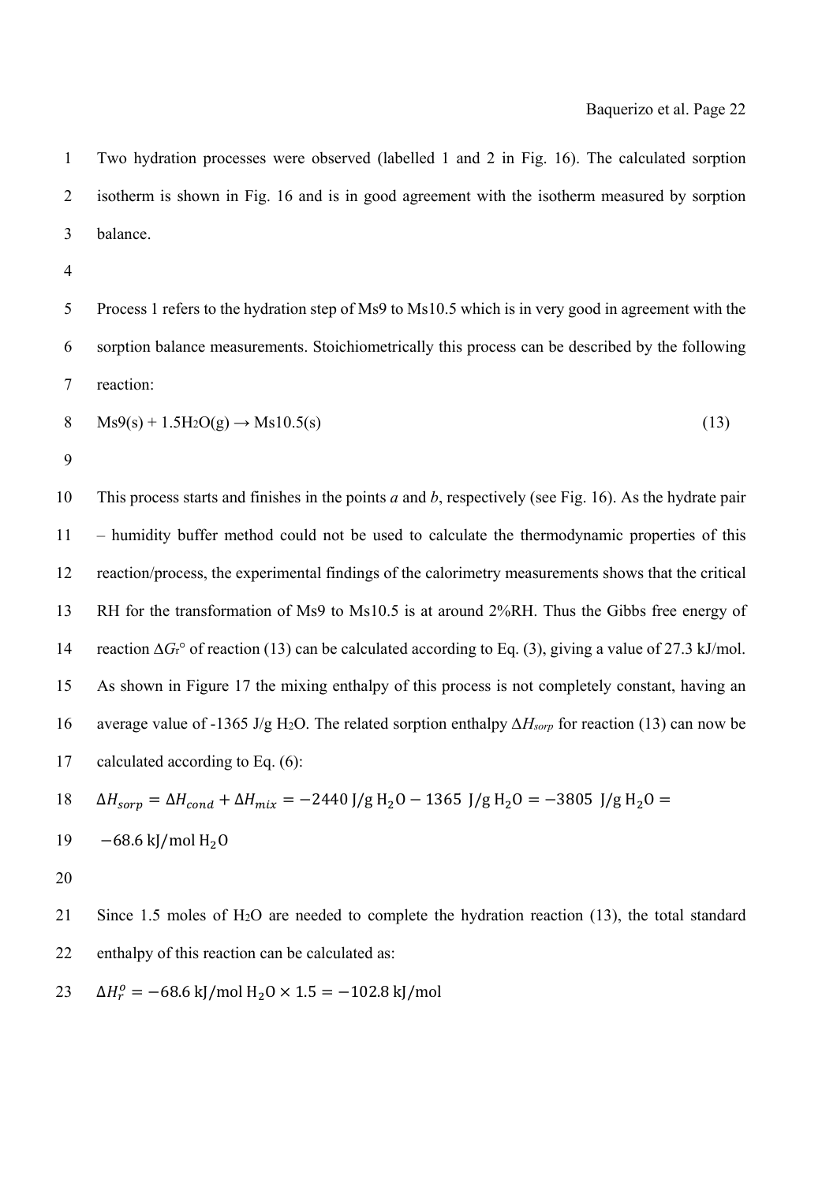Two hydration processes were observed (labelled 1 and 2 in Fig. 16). The calculated sorption isotherm is shown in Fig. 16 and is in good agreement with the isotherm measured by sorption balance.

Process 1 refers to the hydration step of Ms9 to Ms10.5 which is in very good in agreement with the sorption balance measurements. Stoichiometrically this process can be described by the following reaction:

$$\text{Ms9(s)} + 1.5\text{H}_2\text{O(g)} \rightarrow \text{Ms10.5(s)} \qquad (13)$$

This process starts and finishes in the points *a* and *b*, respectively (see Fig. 16). As the hydrate pair – humidity buffer method could not be used to calculate the thermodynamic properties of this reaction/process, the experimental findings of the calorimetry measurements shows that the critical RH for the transformation of Ms9 to Ms10.5 is at around 2%RH. Thus the Gibbs free energy of reaction $\Delta G_r°$ of reaction (13) can be calculated according to Eq. (3), giving a value of 27.3 kJ/mol. As shown in Figure 17 the mixing enthalpy of this process is not completely constant, having an average value of -1365 J/g $H_2O$. The related sorption enthalpy $\Delta H_{sorp}$ for reaction (13) can now be calculated according to Eq. (6):

$$\Delta H_{sorp} = \Delta H_{cond} + \Delta H_{mix} = -2440 \text{ J/g H}_2\text{O} - 1365 \text{ J/g H}_2\text{O} = -3805 \text{ J/g H}_2\text{O} = -68.6 \text{ kJ/mol H}_2\text{O}$$

Since 1.5 moles of $H_2O$ are needed to complete the hydration reaction (13), the total standard enthalpy of this reaction can be calculated as:

$$\Delta H_r^o = -68.6 \text{ kJ/mol H}_2\text{O} \times 1.5 = -102.8 \text{ kJ/mol}$$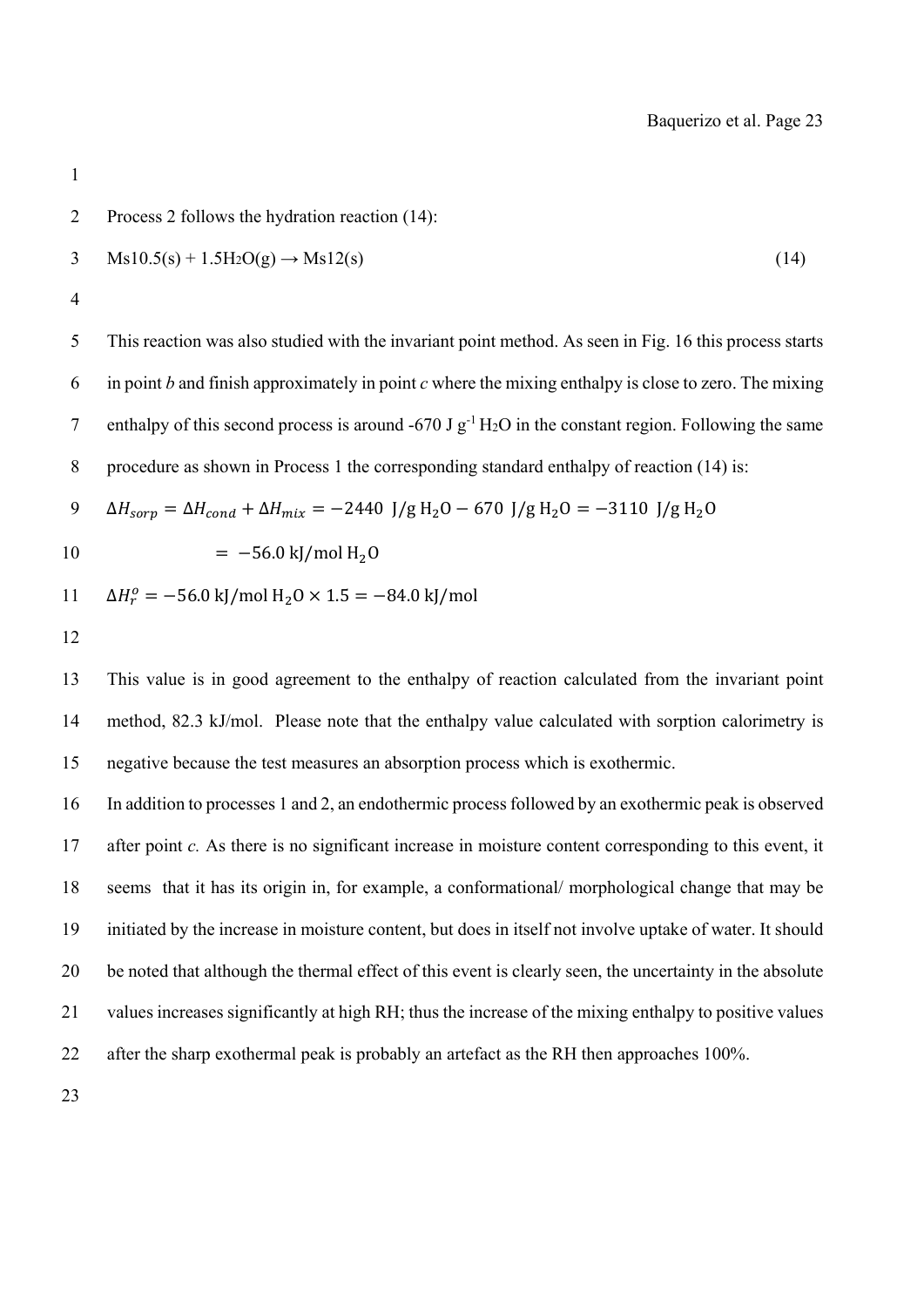Process 2 follows the hydration reaction (14):

$$Ms10.5(s) + 1.5H_2O(g) \rightarrow Ms12(s) \quad (14)$$

This reaction was also studied with the invariant point method. As seen in Fig. 16 this process starts in point *b* and finish approximately in point *c* where the mixing enthalpy is close to zero. The mixing enthalpy of this second process is around -670 J $g^{-1}$ $H_2O$ in the constant region. Following the same procedure as shown in Process 1 the corresponding standard enthalpy of reaction (14) is:

$$\Delta H_{sorp} = \Delta H_{cond} + \Delta H_{mix} = -2440\ \text{J/g H}_2\text{O} - 670\ \text{J/g H}_2\text{O} = -3110\ \text{J/g H}_2\text{O}$$

$$= -56.0\ \text{kJ/mol H}_2\text{O}$$

$$\Delta H_r^o = -56.0\ \text{kJ/mol H}_2\text{O} \times 1.5 = -84.0\ \text{kJ/mol}$$

This value is in good agreement to the enthalpy of reaction calculated from the invariant point method, 82.3 kJ/mol. Please note that the enthalpy value calculated with sorption calorimetry is negative because the test measures an absorption process which is exothermic.

In addition to processes 1 and 2, an endothermic process followed by an exothermic peak is observed after point *c.* As there is no significant increase in moisture content corresponding to this event, it seems that it has its origin in, for example, a conformational/ morphological change that may be initiated by the increase in moisture content, but does in itself not involve uptake of water. It should be noted that although the thermal effect of this event is clearly seen, the uncertainty in the absolute values increases significantly at high RH; thus the increase of the mixing enthalpy to positive values after the sharp exothermal peak is probably an artefact as the RH then approaches 100%.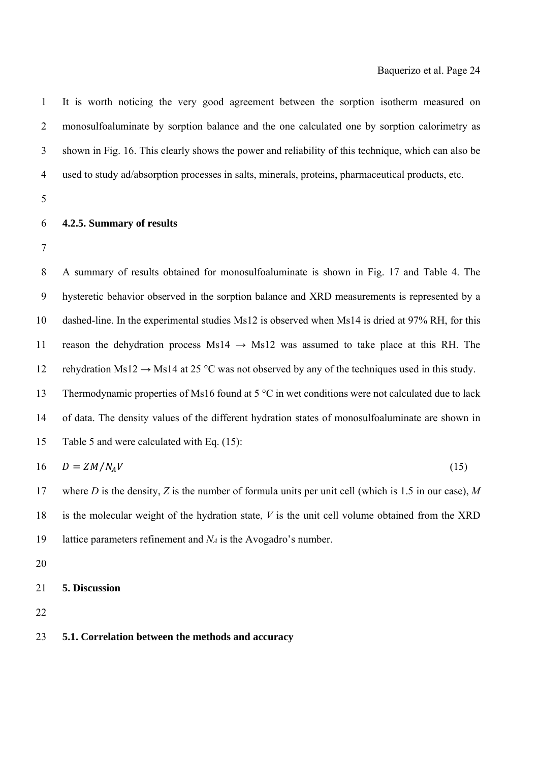It is worth noticing the very good agreement between the sorption isotherm measured on monosulfoaluminate by sorption balance and the one calculated one by sorption calorimetry as shown in Fig. 16. This clearly shows the power and reliability of this technique, which can also be used to study ad/absorption processes in salts, minerals, proteins, pharmaceutical products, etc.

#### 4.2.5. Summary of results

A summary of results obtained for monosulfoaluminate is shown in Fig. 17 and Table 4. The hysteretic behavior observed in the sorption balance and XRD measurements is represented by a dashed-line. In the experimental studies Ms12 is observed when Ms14 is dried at 97% RH, for this reason the dehydration process Ms14 → Ms12 was assumed to take place at this RH. The rehydration Ms12 → Ms14 at 25 °C was not observed by any of the techniques used in this study. Thermodynamic properties of Ms16 found at 5 °C in wet conditions were not calculated due to lack of data. The density values of the different hydration states of monosulfoaluminate are shown in Table 5 and were calculated with Eq. (15):

$$D = ZM/N_A V \tag{15}$$

where $D$ is the density, $Z$ is the number of formula units per unit cell (which is 1.5 in our case), $M$ is the molecular weight of the hydration state, $V$ is the unit cell volume obtained from the XRD lattice parameters refinement and $N_A$ is the Avogadro's number.

## 5. Discussion

### 5.1. Correlation between the methods and accuracy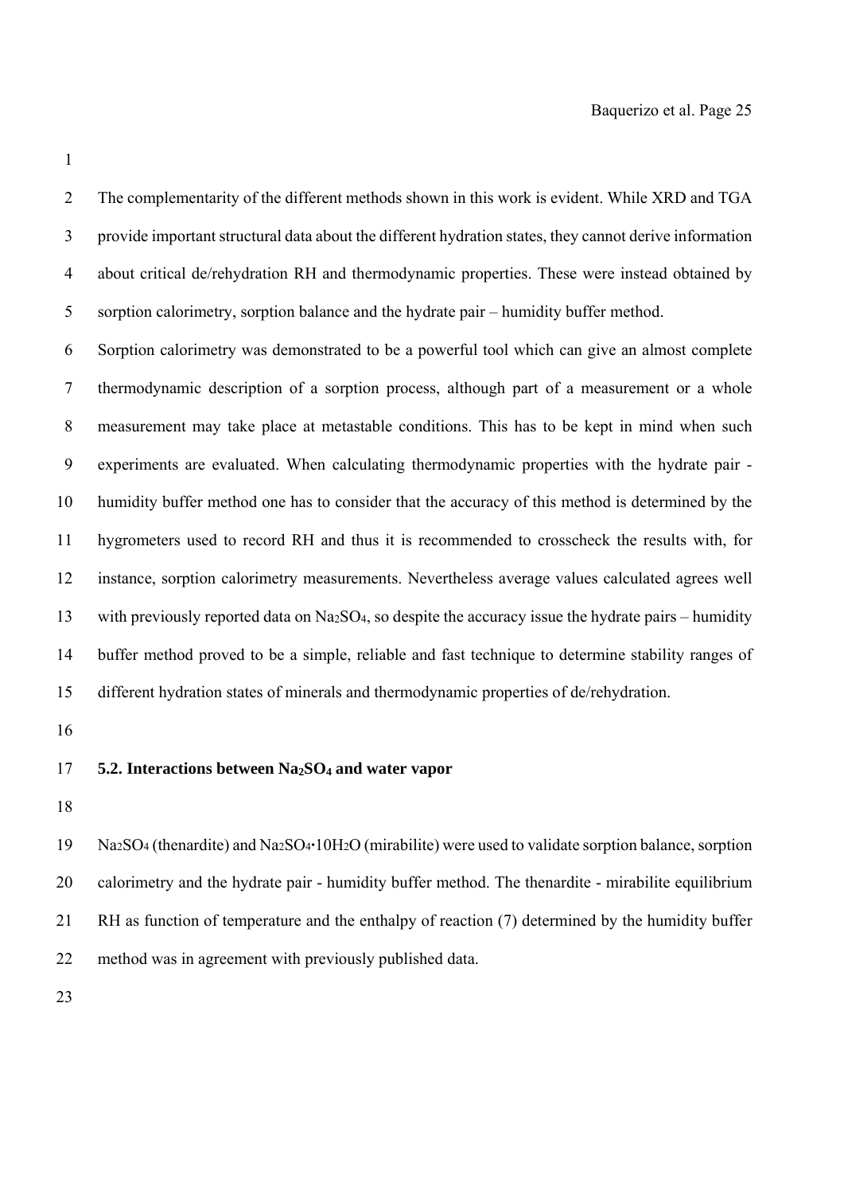The complementarity of the different methods shown in this work is evident. While XRD and TGA provide important structural data about the different hydration states, they cannot derive information about critical de/rehydration RH and thermodynamic properties. These were instead obtained by sorption calorimetry, sorption balance and the hydrate pair – humidity buffer method.

Sorption calorimetry was demonstrated to be a powerful tool which can give an almost complete thermodynamic description of a sorption process, although part of a measurement or a whole measurement may take place at metastable conditions. This has to be kept in mind when such experiments are evaluated. When calculating thermodynamic properties with the hydrate pair - humidity buffer method one has to consider that the accuracy of this method is determined by the hygrometers used to record RH and thus it is recommended to crosscheck the results with, for instance, sorption calorimetry measurements. Nevertheless average values calculated agrees well with previously reported data on $Na_2SO_4$, so despite the accuracy issue the hydrate pairs – humidity buffer method proved to be a simple, reliable and fast technique to determine stability ranges of different hydration states of minerals and thermodynamic properties of de/rehydration.

### 5.2. Interactions between $Na_2SO_4$ and water vapor

$Na_2SO_4$ (thenardite) and $Na_2SO_4 \cdot 10H_2O$ (mirabilite) were used to validate sorption balance, sorption calorimetry and the hydrate pair - humidity buffer method. The thenardite - mirabilite equilibrium RH as function of temperature and the enthalpy of reaction (7) determined by the humidity buffer method was in agreement with previously published data.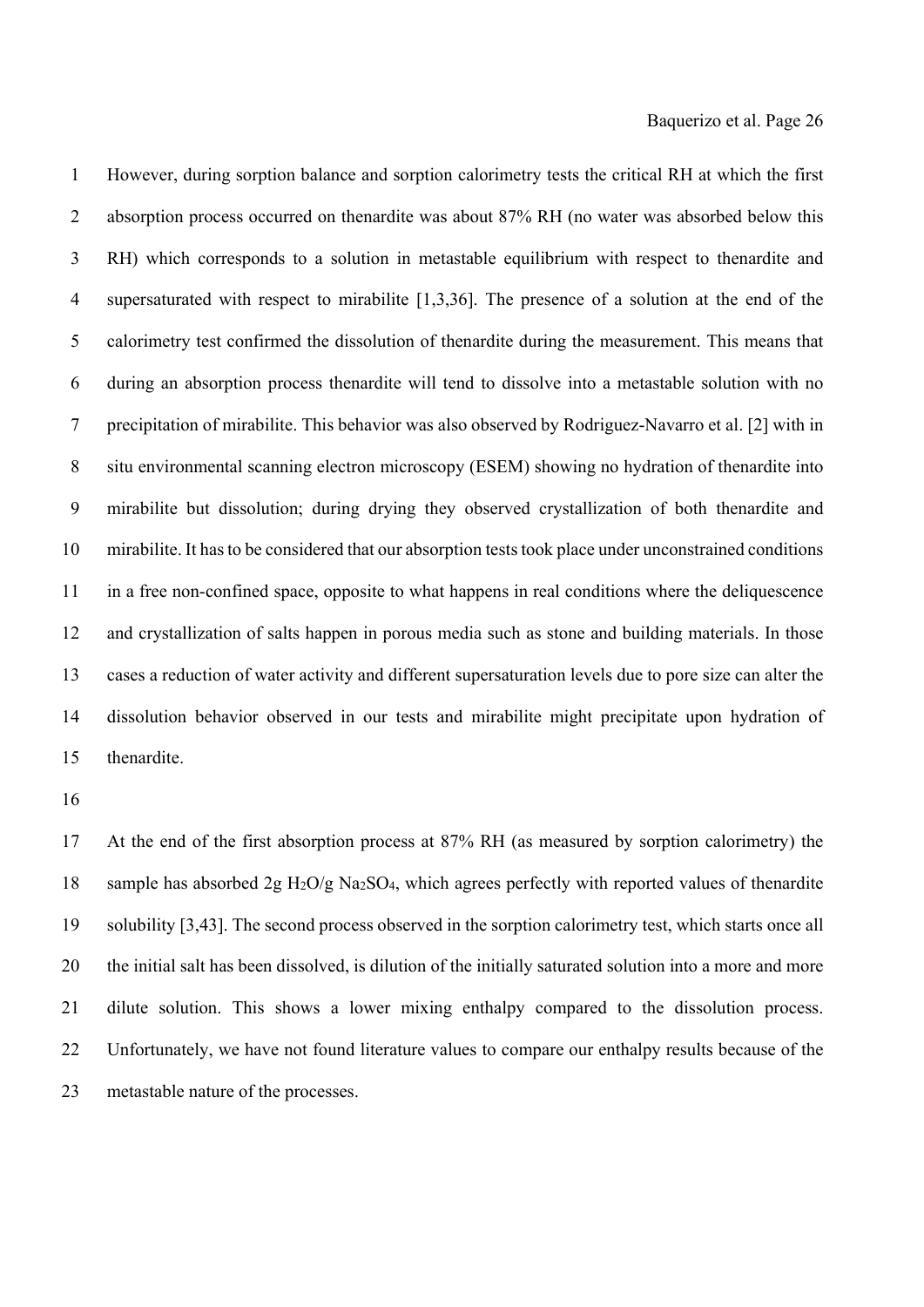However, during sorption balance and sorption calorimetry tests the critical RH at which the first absorption process occurred on thenardite was about 87% RH (no water was absorbed below this RH) which corresponds to a solution in metastable equilibrium with respect to thenardite and supersaturated with respect to mirabilite [1,3,36]. The presence of a solution at the end of the calorimetry test confirmed the dissolution of thenardite during the measurement. This means that during an absorption process thenardite will tend to dissolve into a metastable solution with no precipitation of mirabilite. This behavior was also observed by Rodriguez-Navarro et al. [2] with in situ environmental scanning electron microscopy (ESEM) showing no hydration of thenardite into mirabilite but dissolution; during drying they observed crystallization of both thenardite and mirabilite. It has to be considered that our absorption tests took place under unconstrained conditions in a free non-confined space, opposite to what happens in real conditions where the deliquescence and crystallization of salts happen in porous media such as stone and building materials. In those cases a reduction of water activity and different supersaturation levels due to pore size can alter the dissolution behavior observed in our tests and mirabilite might precipitate upon hydration of thenardite.

At the end of the first absorption process at 87% RH (as measured by sorption calorimetry) the sample has absorbed 2g $H_2O$/g $Na_2SO_4$, which agrees perfectly with reported values of thenardite solubility [3,43]. The second process observed in the sorption calorimetry test, which starts once all the initial salt has been dissolved, is dilution of the initially saturated solution into a more and more dilute solution. This shows a lower mixing enthalpy compared to the dissolution process. Unfortunately, we have not found literature values to compare our enthalpy results because of the metastable nature of the processes.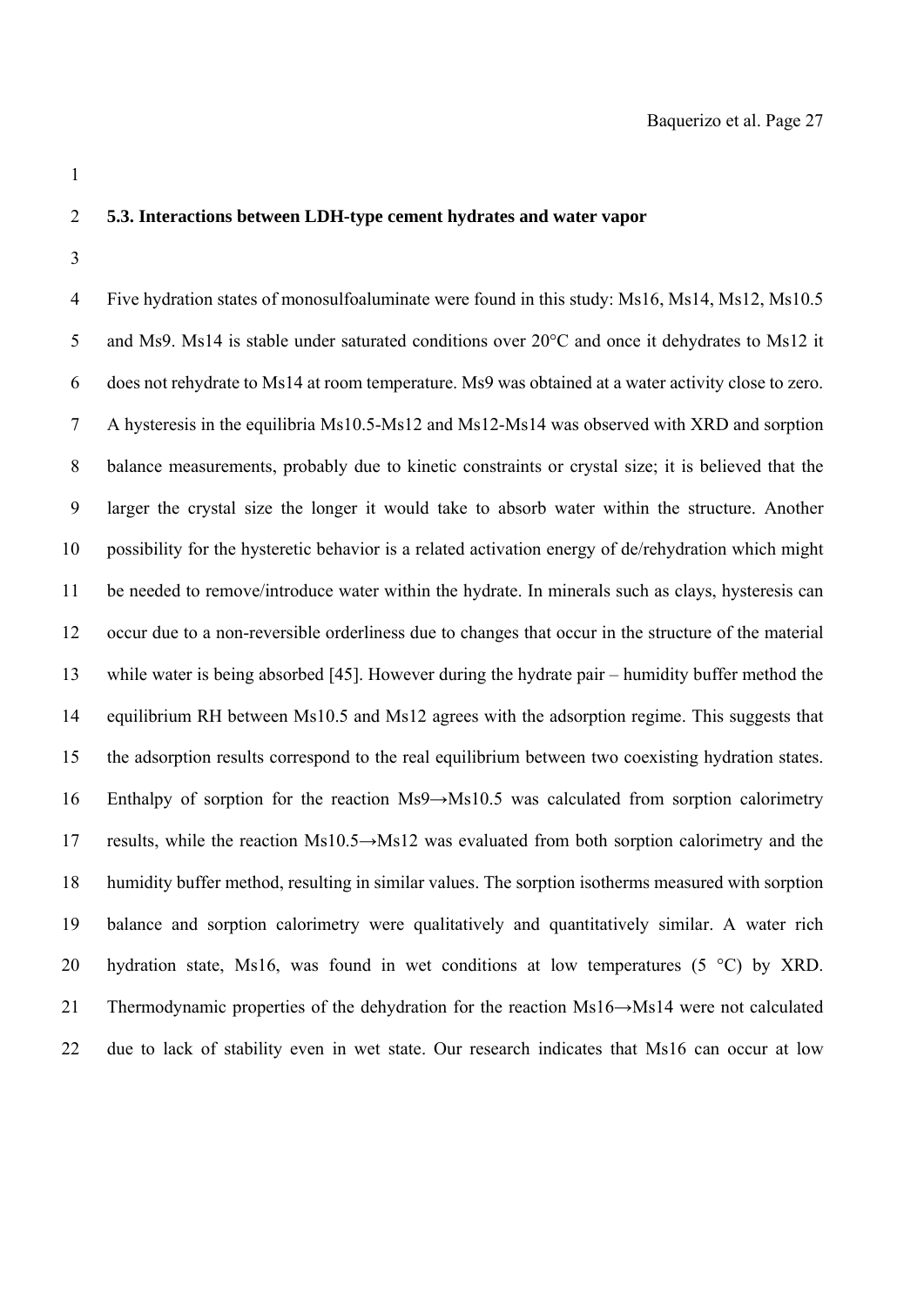## 5.3. Interactions between LDH-type cement hydrates and water vapor

Five hydration states of monosulfoaluminate were found in this study: Ms16, Ms14, Ms12, Ms10.5 and Ms9. Ms14 is stable under saturated conditions over 20°C and once it dehydrates to Ms12 it does not rehydrate to Ms14 at room temperature. Ms9 was obtained at a water activity close to zero. A hysteresis in the equilibria Ms10.5-Ms12 and Ms12-Ms14 was observed with XRD and sorption balance measurements, probably due to kinetic constraints or crystal size; it is believed that the larger the crystal size the longer it would take to absorb water within the structure. Another possibility for the hysteretic behavior is a related activation energy of de/rehydration which might be needed to remove/introduce water within the hydrate. In minerals such as clays, hysteresis can occur due to a non-reversible orderliness due to changes that occur in the structure of the material while water is being absorbed [45]. However during the hydrate pair – humidity buffer method the equilibrium RH between Ms10.5 and Ms12 agrees with the adsorption regime. This suggests that the adsorption results correspond to the real equilibrium between two coexisting hydration states. Enthalpy of sorption for the reaction Ms9→Ms10.5 was calculated from sorption calorimetry results, while the reaction Ms10.5→Ms12 was evaluated from both sorption calorimetry and the humidity buffer method, resulting in similar values. The sorption isotherms measured with sorption balance and sorption calorimetry were qualitatively and quantitatively similar. A water rich hydration state, Ms16, was found in wet conditions at low temperatures (5 °C) by XRD. Thermodynamic properties of the dehydration for the reaction Ms16→Ms14 were not calculated due to lack of stability even in wet state. Our research indicates that Ms16 can occur at low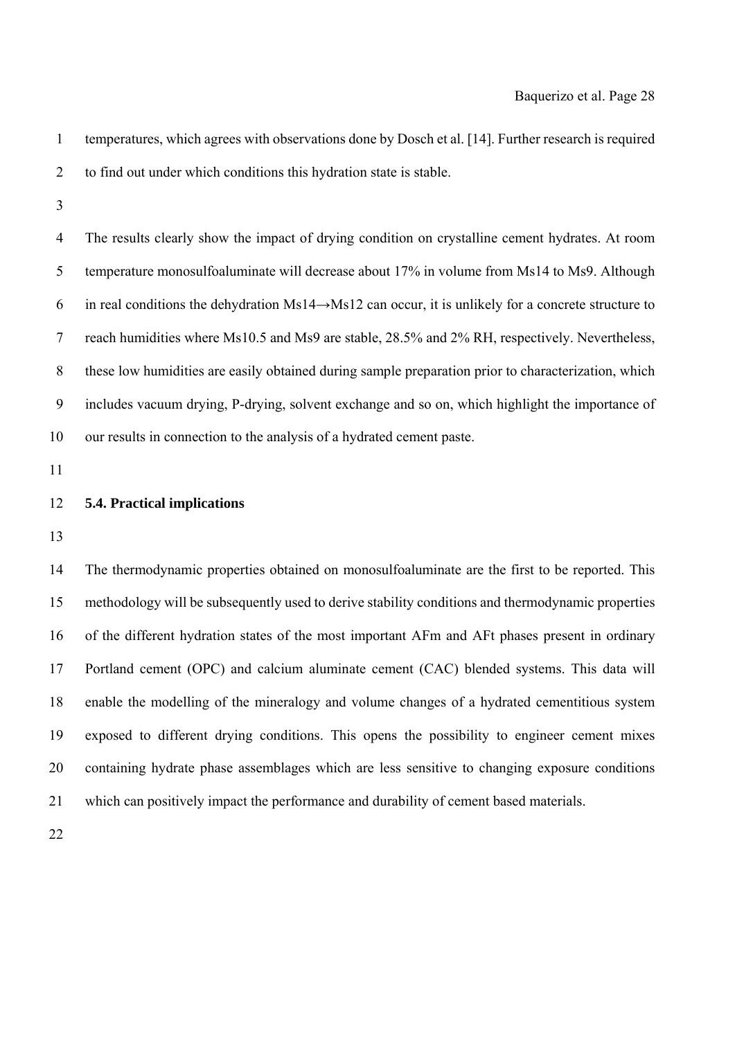temperatures, which agrees with observations done by Dosch et al. [14]. Further research is required to find out under which conditions this hydration state is stable.

The results clearly show the impact of drying condition on crystalline cement hydrates. At room temperature monosulfoaluminate will decrease about 17% in volume from Ms14 to Ms9. Although in real conditions the dehydration Ms14→Ms12 can occur, it is unlikely for a concrete structure to reach humidities where Ms10.5 and Ms9 are stable, 28.5% and 2% RH, respectively. Nevertheless, these low humidities are easily obtained during sample preparation prior to characterization, which includes vacuum drying, P-drying, solvent exchange and so on, which highlight the importance of our results in connection to the analysis of a hydrated cement paste.

### 5.4. Practical implications

The thermodynamic properties obtained on monosulfoaluminate are the first to be reported. This methodology will be subsequently used to derive stability conditions and thermodynamic properties of the different hydration states of the most important AFm and AFt phases present in ordinary Portland cement (OPC) and calcium aluminate cement (CAC) blended systems. This data will enable the modelling of the mineralogy and volume changes of a hydrated cementitious system exposed to different drying conditions. This opens the possibility to engineer cement mixes containing hydrate phase assemblages which are less sensitive to changing exposure conditions which can positively impact the performance and durability of cement based materials.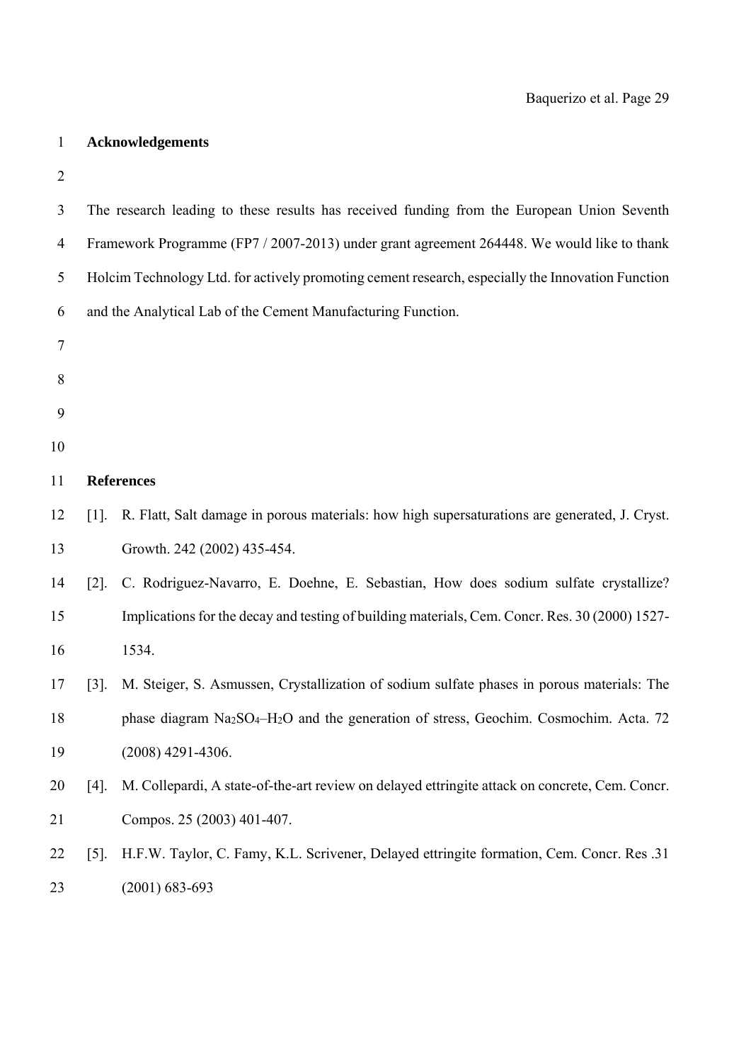## Acknowledgements

The research leading to these results has received funding from the European Union Seventh Framework Programme (FP7 / 2007-2013) under grant agreement 264448. We would like to thank Holcim Technology Ltd. for actively promoting cement research, especially the Innovation Function and the Analytical Lab of the Cement Manufacturing Function.

## References

[1]. R. Flatt, Salt damage in porous materials: how high supersaturations are generated, J. Cryst. Growth. 242 (2002) 435-454.

[2]. C. Rodriguez-Navarro, E. Doehne, E. Sebastian, How does sodium sulfate crystallize? Implications for the decay and testing of building materials, Cem. Concr. Res. 30 (2000) 1527-1534.

[3]. M. Steiger, S. Asmussen, Crystallization of sodium sulfate phases in porous materials: The phase diagram $Na_2SO_4$–$H_2O$ and the generation of stress, Geochim. Cosmochim. Acta. 72 (2008) 4291-4306.

[4]. M. Collepardi, A state-of-the-art review on delayed ettringite attack on concrete, Cem. Concr. Compos. 25 (2003) 401-407.

[5]. H.F.W. Taylor, C. Famy, K.L. Scrivener, Delayed ettringite formation, Cem. Concr. Res .31 (2001) 683-693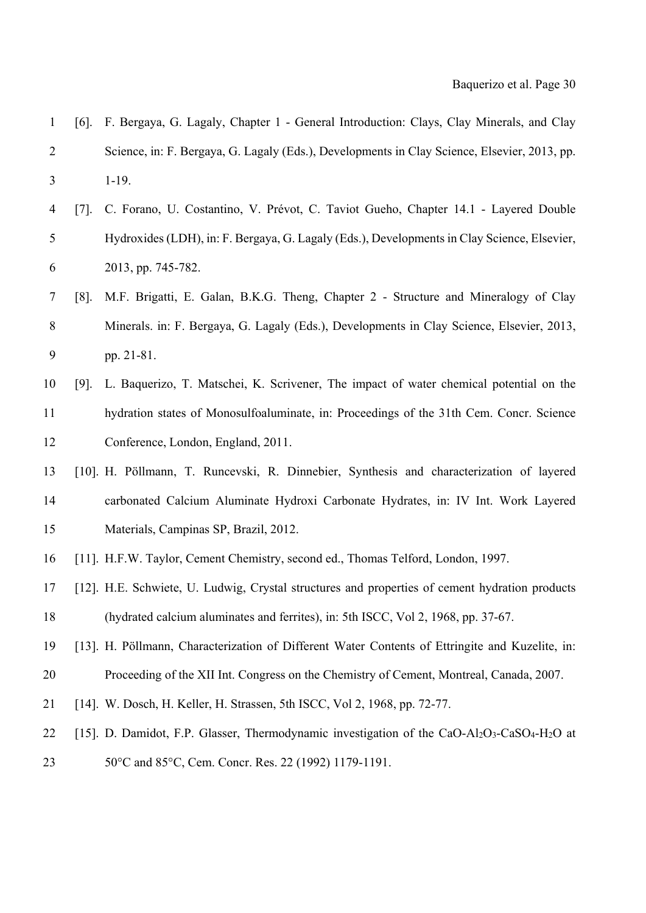[6]. F. Bergaya, G. Lagaly, Chapter 1 - General Introduction: Clays, Clay Minerals, and Clay Science, in: F. Bergaya, G. Lagaly (Eds.), Developments in Clay Science, Elsevier, 2013, pp. 1-19.

[7]. C. Forano, U. Costantino, V. Prévot, C. Taviot Gueho, Chapter 14.1 - Layered Double Hydroxides (LDH), in: F. Bergaya, G. Lagaly (Eds.), Developments in Clay Science, Elsevier, 2013, pp. 745-782.

[8]. M.F. Brigatti, E. Galan, B.K.G. Theng, Chapter 2 - Structure and Mineralogy of Clay Minerals. in: F. Bergaya, G. Lagaly (Eds.), Developments in Clay Science, Elsevier, 2013, pp. 21-81.

[9]. L. Baquerizo, T. Matschei, K. Scrivener, The impact of water chemical potential on the hydration states of Monosulfoaluminate, in: Proceedings of the 31th Cem. Concr. Science Conference, London, England, 2011.

[10]. H. Pöllmann, T. Runcevski, R. Dinnebier, Synthesis and characterization of layered carbonated Calcium Aluminate Hydroxi Carbonate Hydrates, in: IV Int. Work Layered Materials, Campinas SP, Brazil, 2012.

[11]. H.F.W. Taylor, Cement Chemistry, second ed., Thomas Telford, London, 1997.

[12]. H.E. Schwiete, U. Ludwig, Crystal structures and properties of cement hydration products (hydrated calcium aluminates and ferrites), in: 5th ISCC, Vol 2, 1968, pp. 37-67.

[13]. H. Pöllmann, Characterization of Different Water Contents of Ettringite and Kuzelite, in: Proceeding of the XII Int. Congress on the Chemistry of Cement, Montreal, Canada, 2007.

[14]. W. Dosch, H. Keller, H. Strassen, 5th ISCC, Vol 2, 1968, pp. 72-77.

[15]. D. Damidot, F.P. Glasser, Thermodynamic investigation of the $CaO$-$Al_2O_3$-$CaSO_4$-$H_2O$ at 50°C and 85°C, Cem. Concr. Res. 22 (1992) 1179-1191.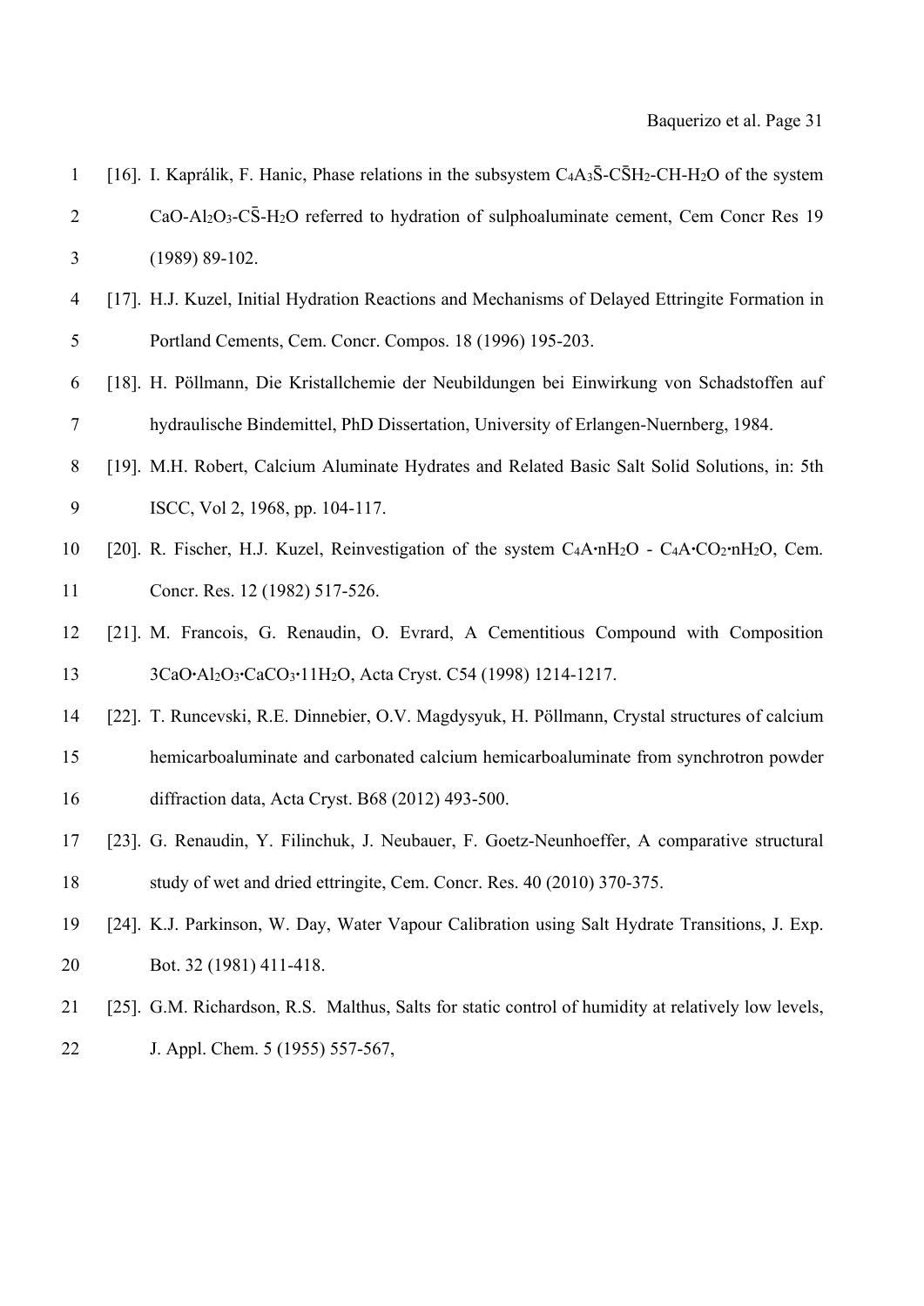[16]. I. Kaprálik, F. Hanic, Phase relations in the subsystem $C_4A_3\bar{S}$-$C\bar{S}H_2$-CH-$H_2O$ of the system CaO-$Al_2O_3$-$C\bar{S}$-$H_2O$ referred to hydration of sulphoaluminate cement, Cem Concr Res 19 (1989) 89-102.

[17]. H.J. Kuzel, Initial Hydration Reactions and Mechanisms of Delayed Ettringite Formation in Portland Cements, Cem. Concr. Compos. 18 (1996) 195-203.

[18]. H. Pöllmann, Die Kristallchemie der Neubildungen bei Einwirkung von Schadstoffen auf hydraulische Bindemittel, PhD Dissertation, University of Erlangen-Nuernberg, 1984.

[19]. M.H. Robert, Calcium Aluminate Hydrates and Related Basic Salt Solid Solutions, in: 5th ISCC, Vol 2, 1968, pp. 104-117.

[20]. R. Fischer, H.J. Kuzel, Reinvestigation of the system $C_4A{\cdot}nH_2O$ - $C_4A{\cdot}CO_2{\cdot}nH_2O$, Cem. Concr. Res. 12 (1982) 517-526.

[21]. M. Francois, G. Renaudin, O. Evrard, A Cementitious Compound with Composition $3CaO{\cdot}Al_2O_3{\cdot}CaCO_3{\cdot}11H_2O$, Acta Cryst. C54 (1998) 1214-1217.

[22]. T. Runcevski, R.E. Dinnebier, O.V. Magdysyuk, H. Pöllmann, Crystal structures of calcium hemicarboaluminate and carbonated calcium hemicarboaluminate from synchrotron powder diffraction data, Acta Cryst. B68 (2012) 493-500.

[23]. G. Renaudin, Y. Filinchuk, J. Neubauer, F. Goetz-Neunhoeffer, A comparative structural study of wet and dried ettringite, Cem. Concr. Res. 40 (2010) 370-375.

[24]. K.J. Parkinson, W. Day, Water Vapour Calibration using Salt Hydrate Transitions, J. Exp. Bot. 32 (1981) 411-418.

[25]. G.M. Richardson, R.S. Malthus, Salts for static control of humidity at relatively low levels, J. Appl. Chem. 5 (1955) 557-567,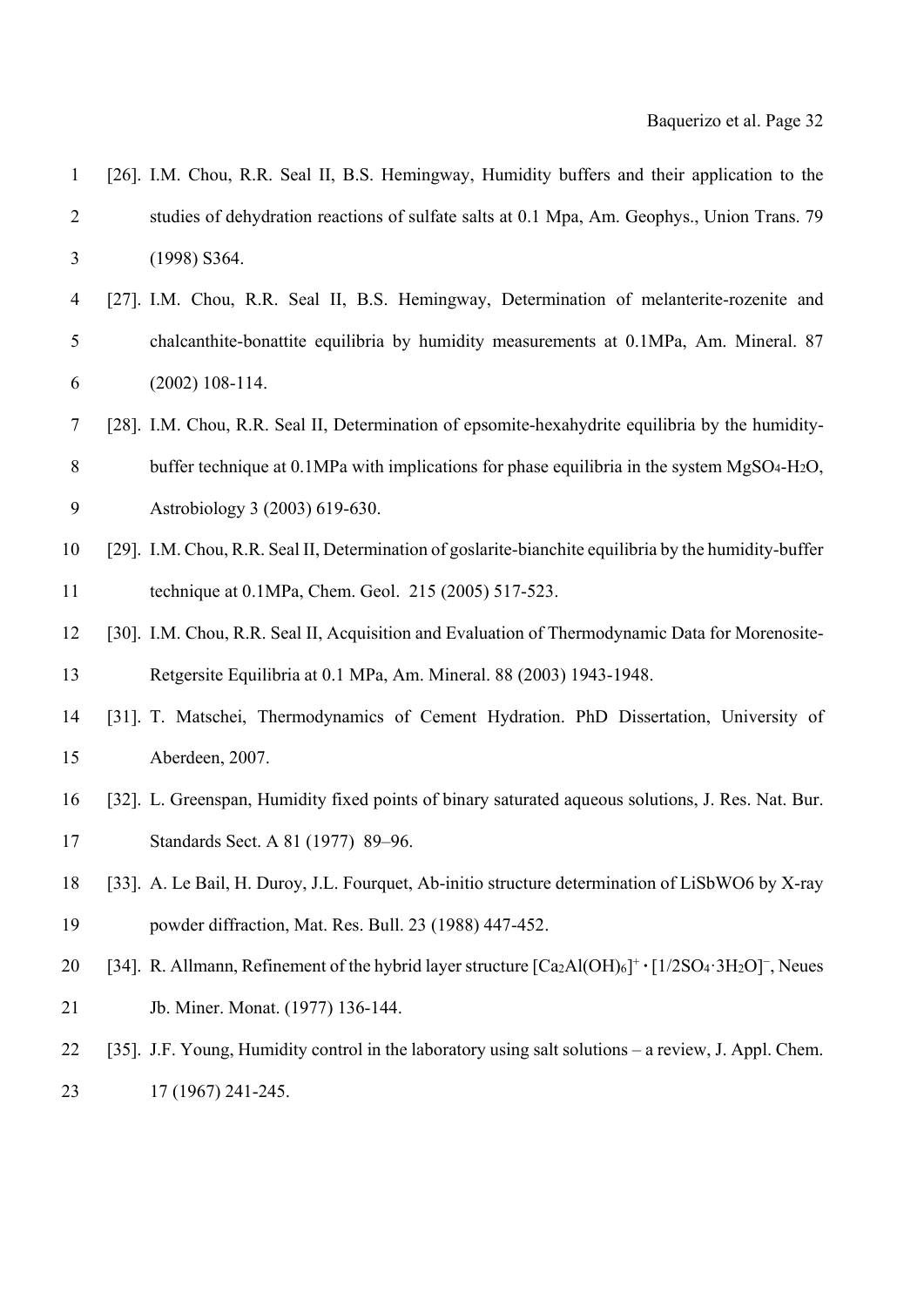[26]. I.M. Chou, R.R. Seal II, B.S. Hemingway, Humidity buffers and their application to the studies of dehydration reactions of sulfate salts at 0.1 Mpa, Am. Geophys., Union Trans. 79 (1998) S364.

[27]. I.M. Chou, R.R. Seal II, B.S. Hemingway, Determination of melanterite-rozenite and chalcanthite-bonattite equilibria by humidity measurements at 0.1MPa, Am. Mineral. 87 (2002) 108-114.

[28]. I.M. Chou, R.R. Seal II, Determination of epsomite-hexahydrite equilibria by the humidity-buffer technique at 0.1MPa with implications for phase equilibria in the system $MgSO_4$-$H_2O$, Astrobiology 3 (2003) 619-630.

[29]. I.M. Chou, R.R. Seal II, Determination of goslarite-bianchite equilibria by the humidity-buffer technique at 0.1MPa, Chem. Geol. 215 (2005) 517-523.

[30]. I.M. Chou, R.R. Seal II, Acquisition and Evaluation of Thermodynamic Data for Morenosite-Retgersite Equilibria at 0.1 MPa, Am. Mineral. 88 (2003) 1943-1948.

[31]. T. Matschei, Thermodynamics of Cement Hydration. PhD Dissertation, University of Aberdeen, 2007.

[32]. L. Greenspan, Humidity fixed points of binary saturated aqueous solutions, J. Res. Nat. Bur. Standards Sect. A 81 (1977) 89–96.

[33]. A. Le Bail, H. Duroy, J.L. Fourquet, Ab-initio structure determination of LiSbWO6 by X-ray powder diffraction, Mat. Res. Bull. 23 (1988) 447-452.

[34]. R. Allmann, Refinement of the hybrid layer structure $[Ca_2Al(OH)_6]^+ \cdot [1/2SO_4 \cdot 3H_2O]^-$, Neues Jb. Miner. Monat. (1977) 136-144.

[35]. J.F. Young, Humidity control in the laboratory using salt solutions – a review, J. Appl. Chem. 17 (1967) 241-245.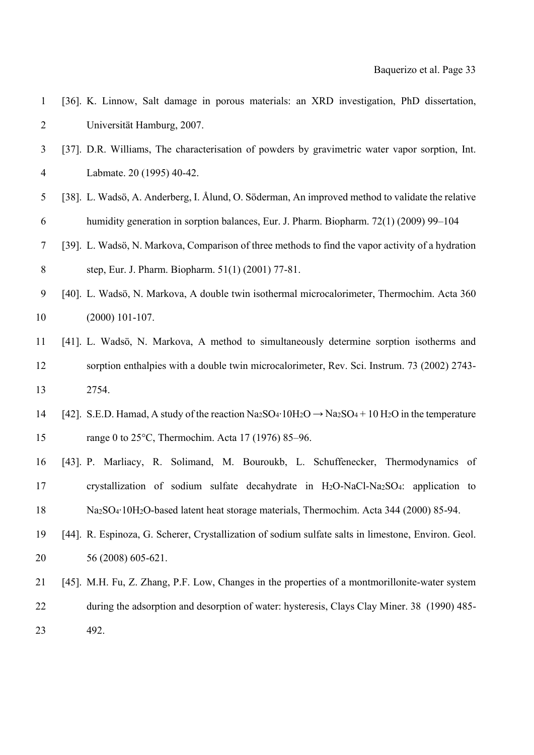[36]. K. Linnow, Salt damage in porous materials: an XRD investigation, PhD dissertation, Universität Hamburg, 2007.

[37]. D.R. Williams, The characterisation of powders by gravimetric water vapor sorption, Int. Labmate. 20 (1995) 40-42.

[38]. L. Wadsö, A. Anderberg, I. Ålund, O. Söderman, An improved method to validate the relative humidity generation in sorption balances, Eur. J. Pharm. Biopharm. 72(1) (2009) 99–104

[39]. L. Wadsö, N. Markova, Comparison of three methods to find the vapor activity of a hydration step, Eur. J. Pharm. Biopharm. 51(1) (2001) 77-81.

[40]. L. Wadsö, N. Markova, A double twin isothermal microcalorimeter, Thermochim. Acta 360 (2000) 101-107.

[41]. L. Wadsö, N. Markova, A method to simultaneously determine sorption isotherms and sorption enthalpies with a double twin microcalorimeter, Rev. Sci. Instrum. 73 (2002) 2743-2754.

[42]. S.E.D. Hamad, A study of the reaction $Na_2SO_4{\cdot}10H_2O \rightarrow Na_2SO_4 + 10\ H_2O$ in the temperature range 0 to 25°C, Thermochim. Acta 17 (1976) 85–96.

[43]. P. Marliacy, R. Solimand, M. Bouroukb, L. Schuffenecker, Thermodynamics of crystallization of sodium sulfate decahydrate in $H_2O$-NaCl-$Na_2SO_4$: application to $Na_2SO_4{\cdot}10H_2O$-based latent heat storage materials, Thermochim. Acta 344 (2000) 85-94.

[44]. R. Espinoza, G. Scherer, Crystallization of sodium sulfate salts in limestone, Environ. Geol. 56 (2008) 605-621.

[45]. M.H. Fu, Z. Zhang, P.F. Low, Changes in the properties of a montmorillonite-water system during the adsorption and desorption of water: hysteresis, Clays Clay Miner. 38 (1990) 485-492.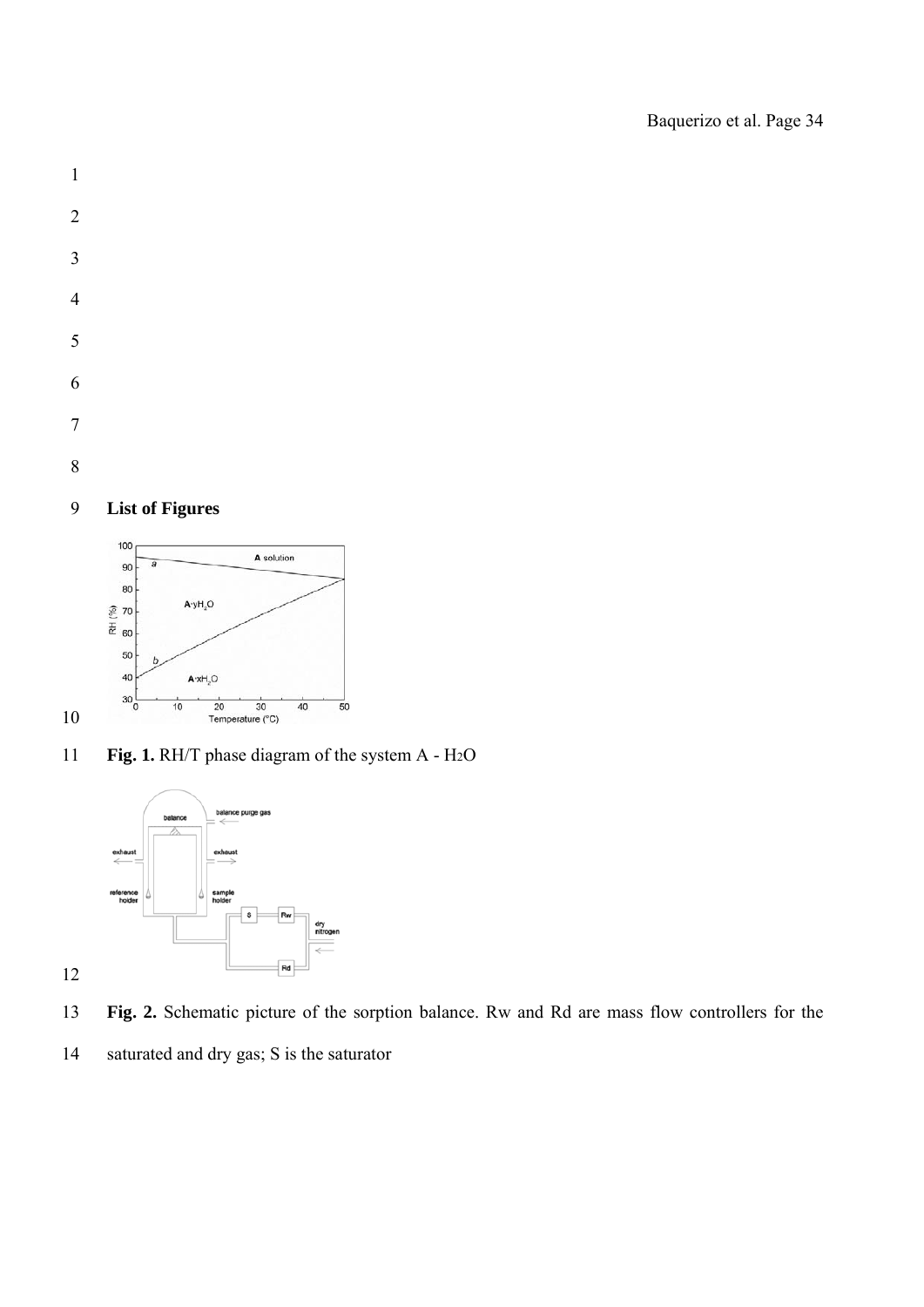**List of Figures**

**Fig. 1.** RH/T phase diagram of the system A - $H_2O$

**Fig. 2.** Schematic picture of the sorption balance. Rw and Rd are mass flow controllers for the saturated and dry gas; S is the saturator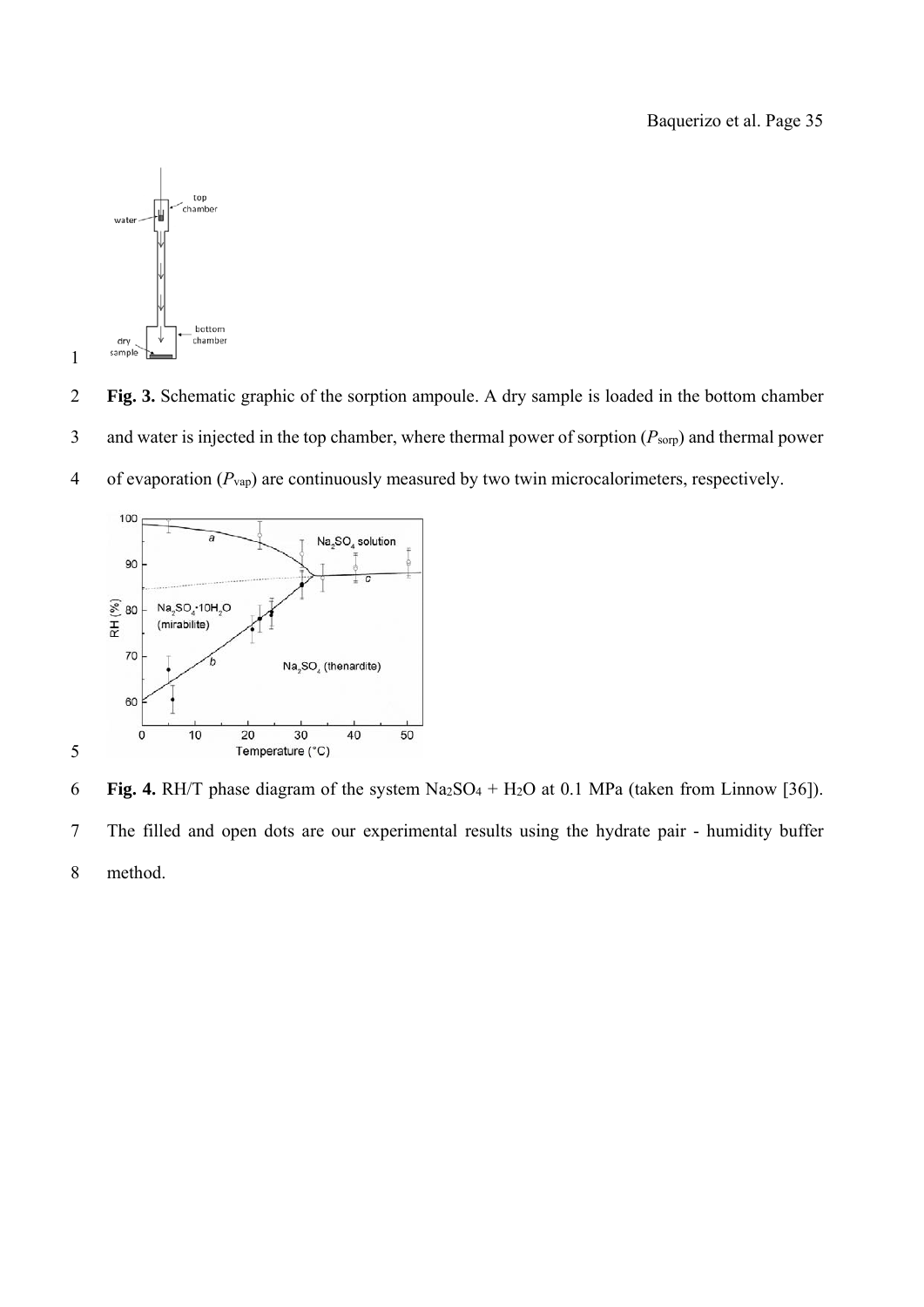**Fig. 3.** Schematic graphic of the sorption ampoule. A dry sample is loaded in the bottom chamber and water is injected in the top chamber, where thermal power of sorption ($P_{sorp}$) and thermal power of evaporation ($P_{vap}$) are continuously measured by two twin microcalorimeters, respectively.

**Fig. 4.** RH/T phase diagram of the system $Na_2SO_4$ + $H_2O$ at 0.1 MPa (taken from Linnow [36]). The filled and open dots are our experimental results using the hydrate pair - humidity buffer method.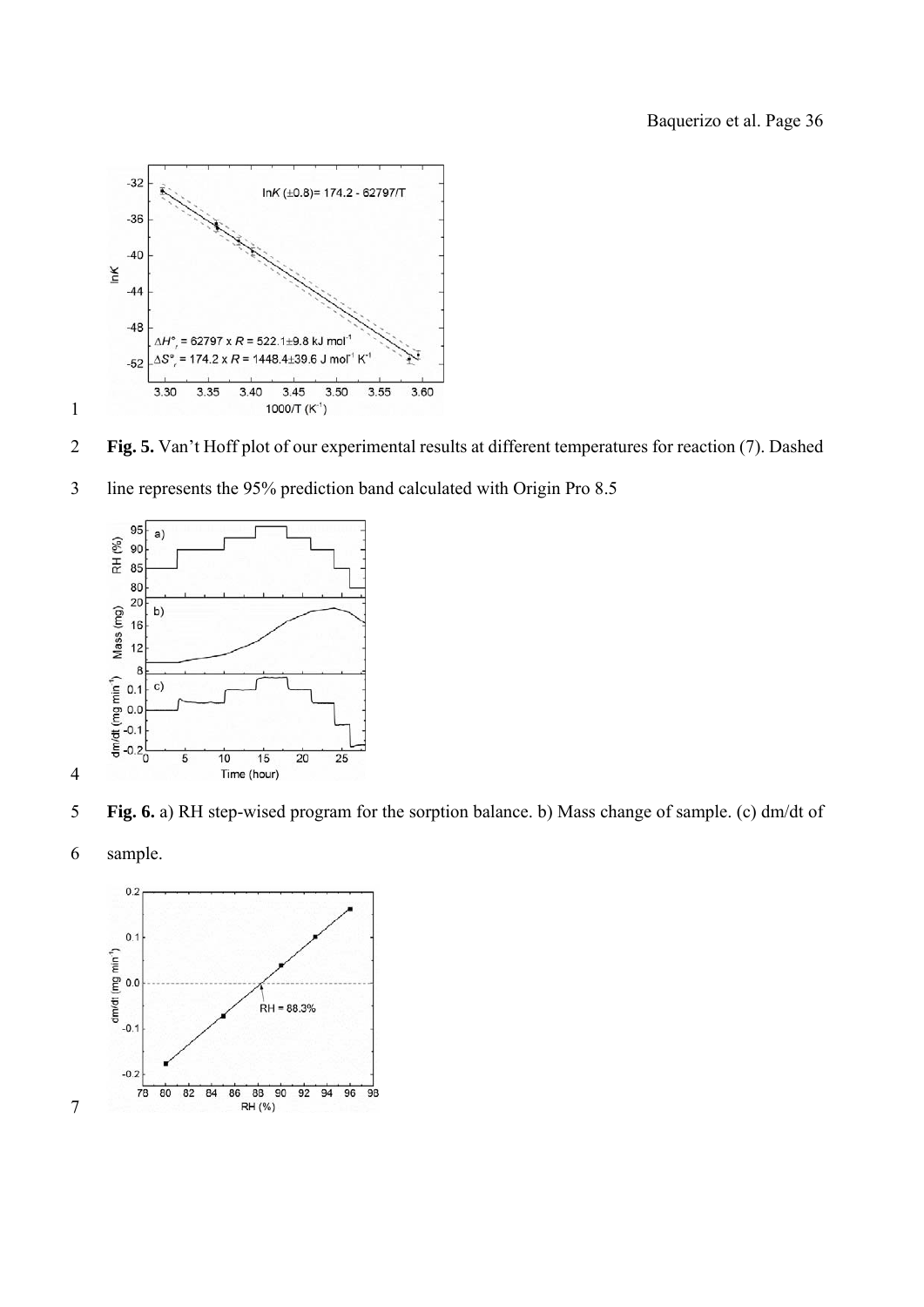**Fig. 5.** Van't Hoff plot of our experimental results at different temperatures for reaction (7). Dashed line represents the 95% prediction band calculated with Origin Pro 8.5

**Fig. 6.** a) RH step-wised program for the sorption balance. b) Mass change of sample. (c) dm/dt of sample.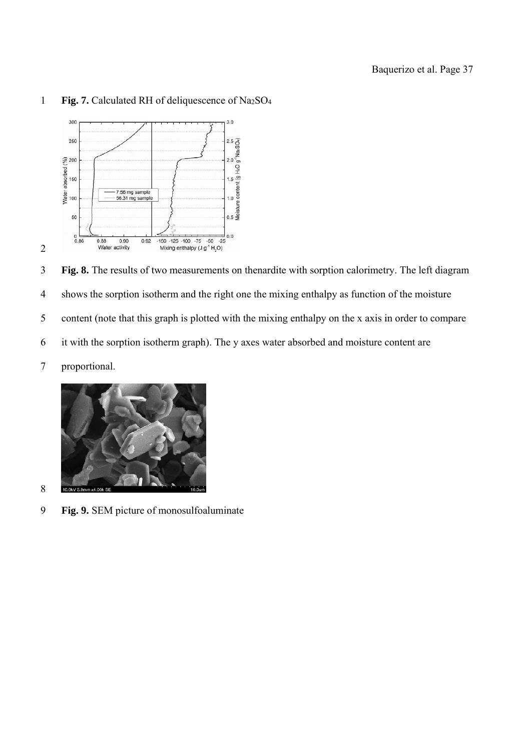**Fig. 7.** Calculated RH of deliquescence of $Na_2SO_4$

**Fig. 8.** The results of two measurements on thenardite with sorption calorimetry. The left diagram shows the sorption isotherm and the right one the mixing enthalpy as function of the moisture content (note that this graph is plotted with the mixing enthalpy on the x axis in order to compare it with the sorption isotherm graph). The y axes water absorbed and moisture content are proportional.

**Fig. 9.** SEM picture of monosulfoaluminate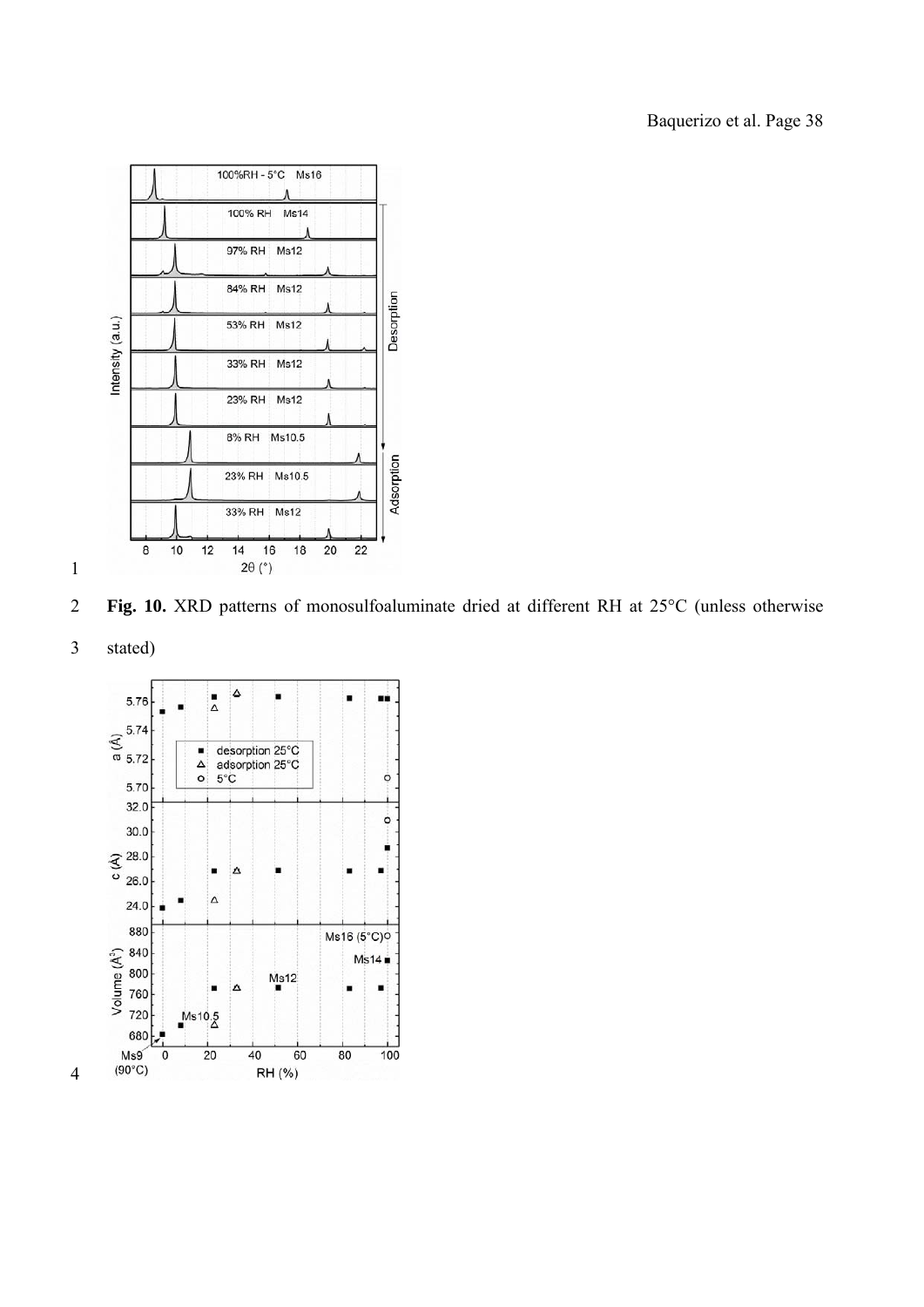**Fig. 10.** XRD patterns of monosulfoaluminate dried at different RH at 25°C (unless otherwise stated)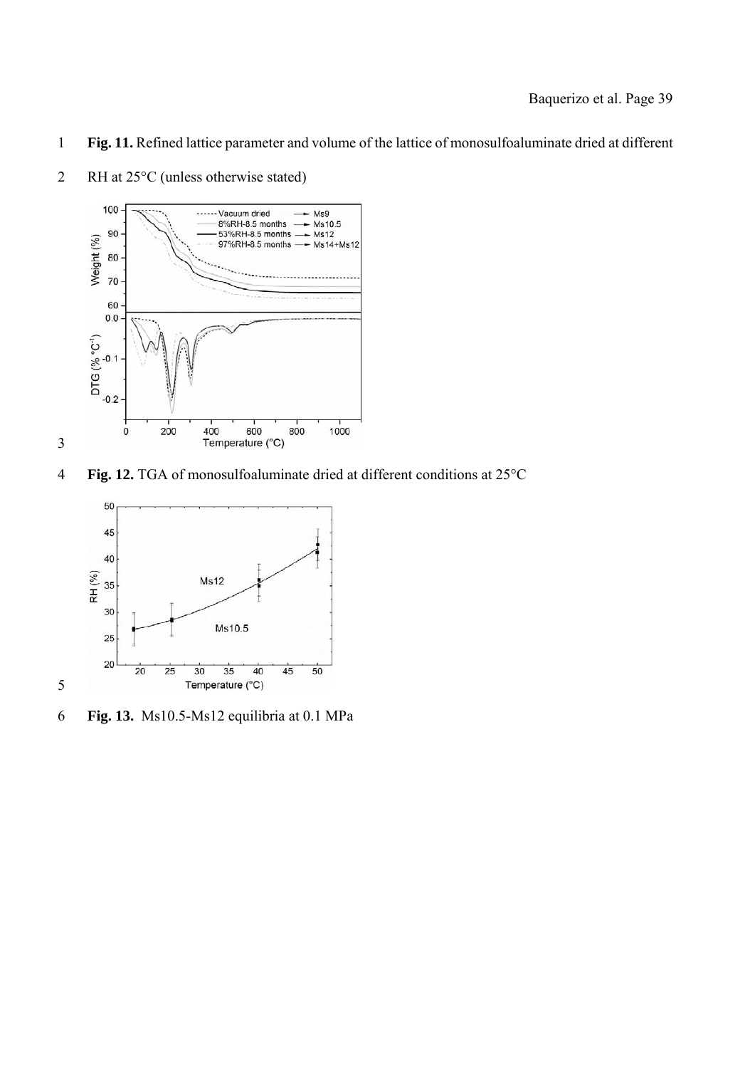**Fig. 11.** Refined lattice parameter and volume of the lattice of monosulfoaluminate dried at different RH at 25°C (unless otherwise stated)

**Fig. 12.** TGA of monosulfoaluminate dried at different conditions at 25°C

**Fig. 13.** Ms10.5-Ms12 equilibria at 0.1 MPa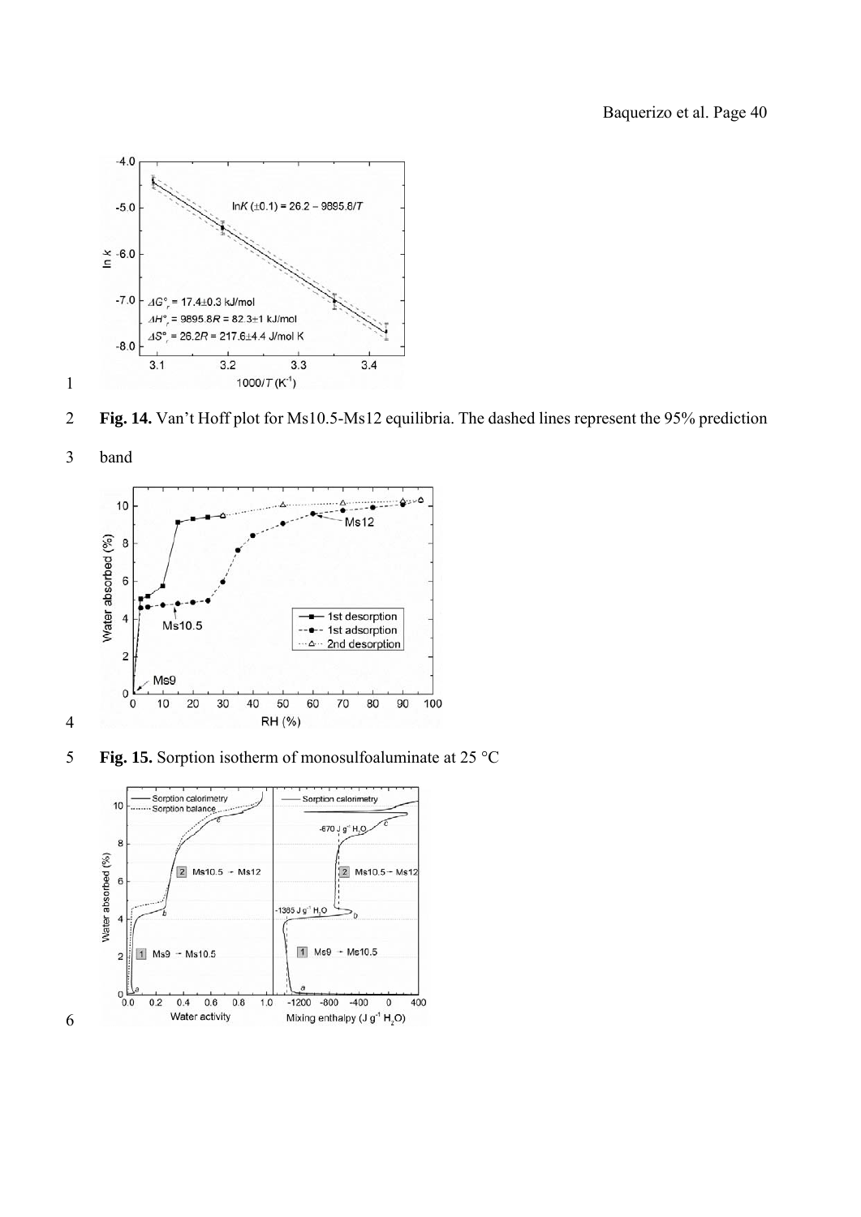**Fig. 14.** Van't Hoff plot for Ms10.5-Ms12 equilibria. The dashed lines represent the 95% prediction band

**Fig. 15.** Sorption isotherm of monosulfoaluminate at 25 °C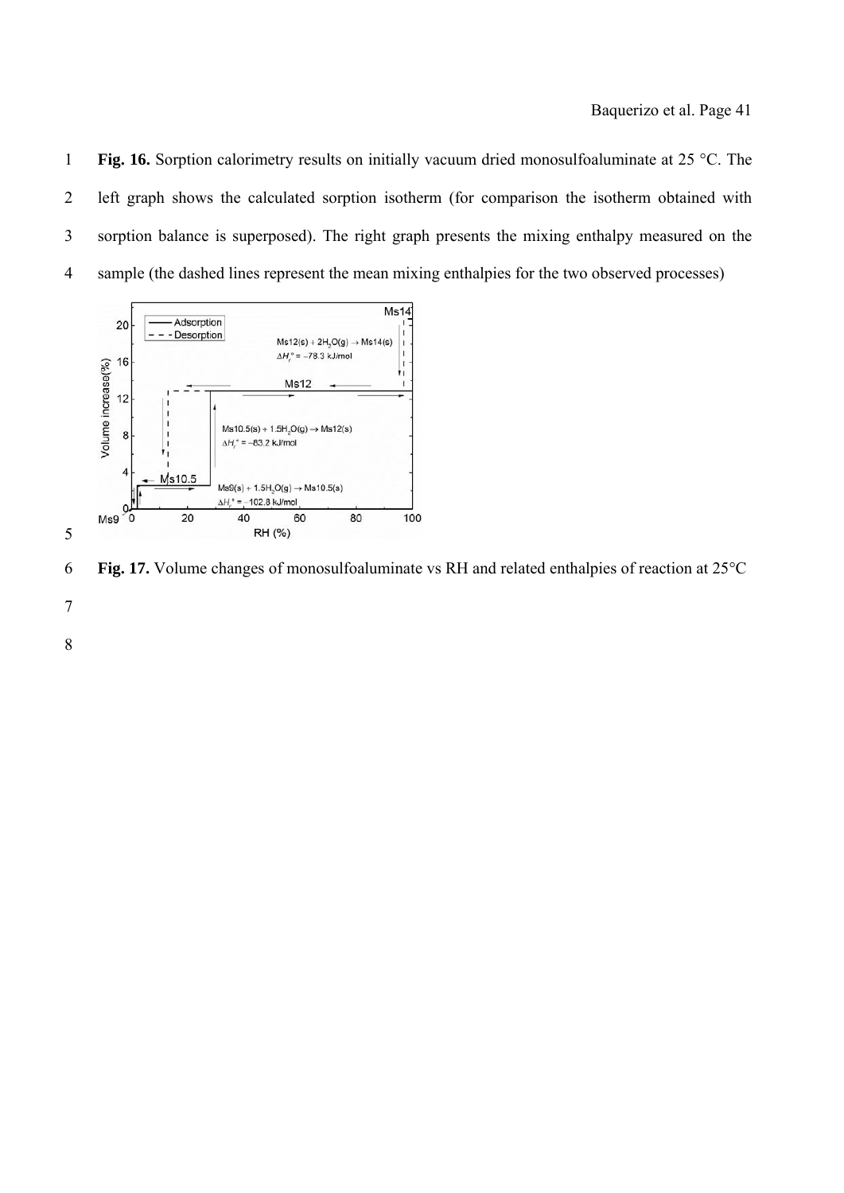**Fig. 16.** Sorption calorimetry results on initially vacuum dried monosulfoaluminate at 25 °C. The left graph shows the calculated sorption isotherm (for comparison the isotherm obtained with sorption balance is superposed). The right graph presents the mixing enthalpy measured on the sample (the dashed lines represent the mean mixing enthalpies for the two observed processes)

Adsorption
Desorption
Ms14
$Ms12(s) + 2H_2O(g) \rightarrow Ms14(s)$
$\Delta H_r° = -78.3$ kJ/mol
Ms12
$Ms10.5(s) + 1.5H_2O(g) \rightarrow Ms12(s)$
$\Delta H_r° = -83.2$ kJ/mol
Ms10.5
$Ms9(s) + 1.5H_2O(g) \rightarrow Ms10.5(s)$
$\Delta H_r° = -102.8$ kJ/mol
Ms9
Volume increase(%)
0
4
8
12
16
20
RH (%)
0
20
40
60
80
100

**Fig. 17.** Volume changes of monosulfoaluminate vs RH and related enthalpies of reaction at 25°C